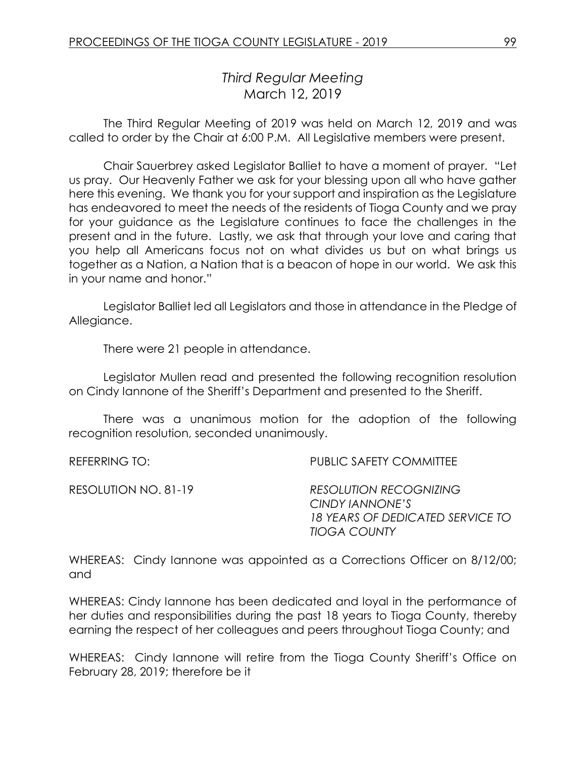# *Third Regular Meeting*
## March 12, 2019

The Third Regular Meeting of 2019 was held on March 12, 2019 and was called to order by the Chair at 6:00 P.M. All Legislative members were present.

Chair Sauerbrey asked Legislator Balliet to have a moment of prayer. "Let us pray. Our Heavenly Father we ask for your blessing upon all who have gather here this evening. We thank you for your support and inspiration as the Legislature has endeavored to meet the needs of the residents of Tioga County and we pray for your guidance as the Legislature continues to face the challenges in the present and in the future. Lastly, we ask that through your love and caring that you help all Americans focus not on what divides us but on what brings us together as a Nation, a Nation that is a beacon of hope in our world. We ask this in your name and honor."

Legislator Balliet led all Legislators and those in attendance in the Pledge of Allegiance.

There were 21 people in attendance.

Legislator Mullen read and presented the following recognition resolution on Cindy Iannone of the Sheriff's Department and presented to the Sheriff.

There was a unanimous motion for the adoption of the following recognition resolution, seconded unanimously.

REFERRING TO: PUBLIC SAFETY COMMITTEE

RESOLUTION NO. 81-19 *RESOLUTION RECOGNIZING CINDY IANNONE'S 18 YEARS OF DEDICATED SERVICE TO TIOGA COUNTY*

WHEREAS: Cindy Iannone was appointed as a Corrections Officer on 8/12/00; and

WHEREAS: Cindy Iannone has been dedicated and loyal in the performance of her duties and responsibilities during the past 18 years to Tioga County, thereby earning the respect of her colleagues and peers throughout Tioga County; and

WHEREAS: Cindy Iannone will retire from the Tioga County Sheriff's Office on February 28, 2019; therefore be it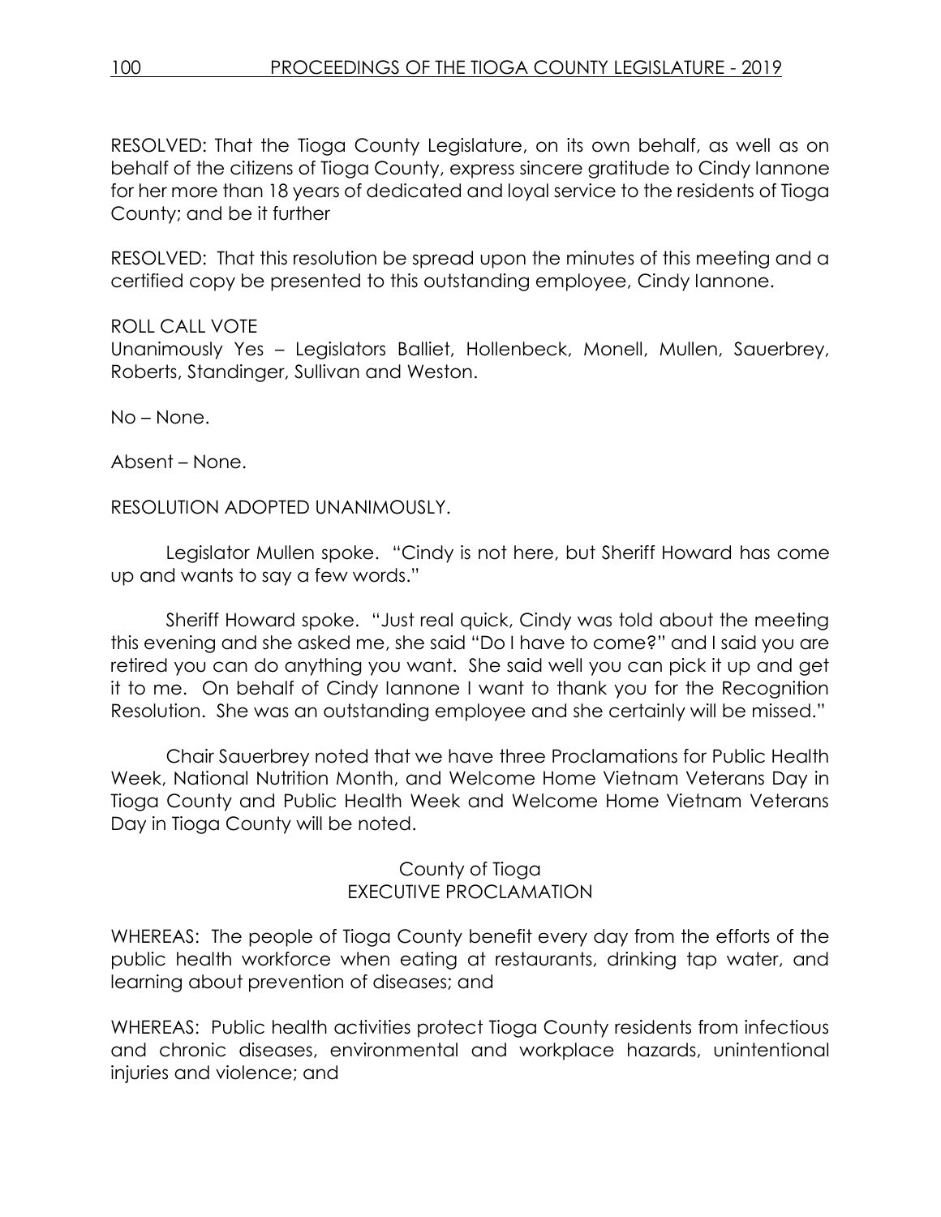RESOLVED: That the Tioga County Legislature, on its own behalf, as well as on behalf of the citizens of Tioga County, express sincere gratitude to Cindy Iannone for her more than 18 years of dedicated and loyal service to the residents of Tioga County; and be it further

RESOLVED: That this resolution be spread upon the minutes of this meeting and a certified copy be presented to this outstanding employee, Cindy Iannone.

ROLL CALL VOTE
Unanimously Yes – Legislators Balliet, Hollenbeck, Monell, Mullen, Sauerbrey, Roberts, Standinger, Sullivan and Weston.

No – None.

Absent – None.

RESOLUTION ADOPTED UNANIMOUSLY.

Legislator Mullen spoke. "Cindy is not here, but Sheriff Howard has come up and wants to say a few words."

Sheriff Howard spoke. "Just real quick, Cindy was told about the meeting this evening and she asked me, she said "Do I have to come?" and I said you are retired you can do anything you want. She said well you can pick it up and get it to me. On behalf of Cindy Iannone I want to thank you for the Recognition Resolution. She was an outstanding employee and she certainly will be missed."

Chair Sauerbrey noted that we have three Proclamations for Public Health Week, National Nutrition Month, and Welcome Home Vietnam Veterans Day in Tioga County and Public Health Week and Welcome Home Vietnam Veterans Day in Tioga County will be noted.

County of Tioga
EXECUTIVE PROCLAMATION

WHEREAS: The people of Tioga County benefit every day from the efforts of the public health workforce when eating at restaurants, drinking tap water, and learning about prevention of diseases; and

WHEREAS: Public health activities protect Tioga County residents from infectious and chronic diseases, environmental and workplace hazards, unintentional injuries and violence; and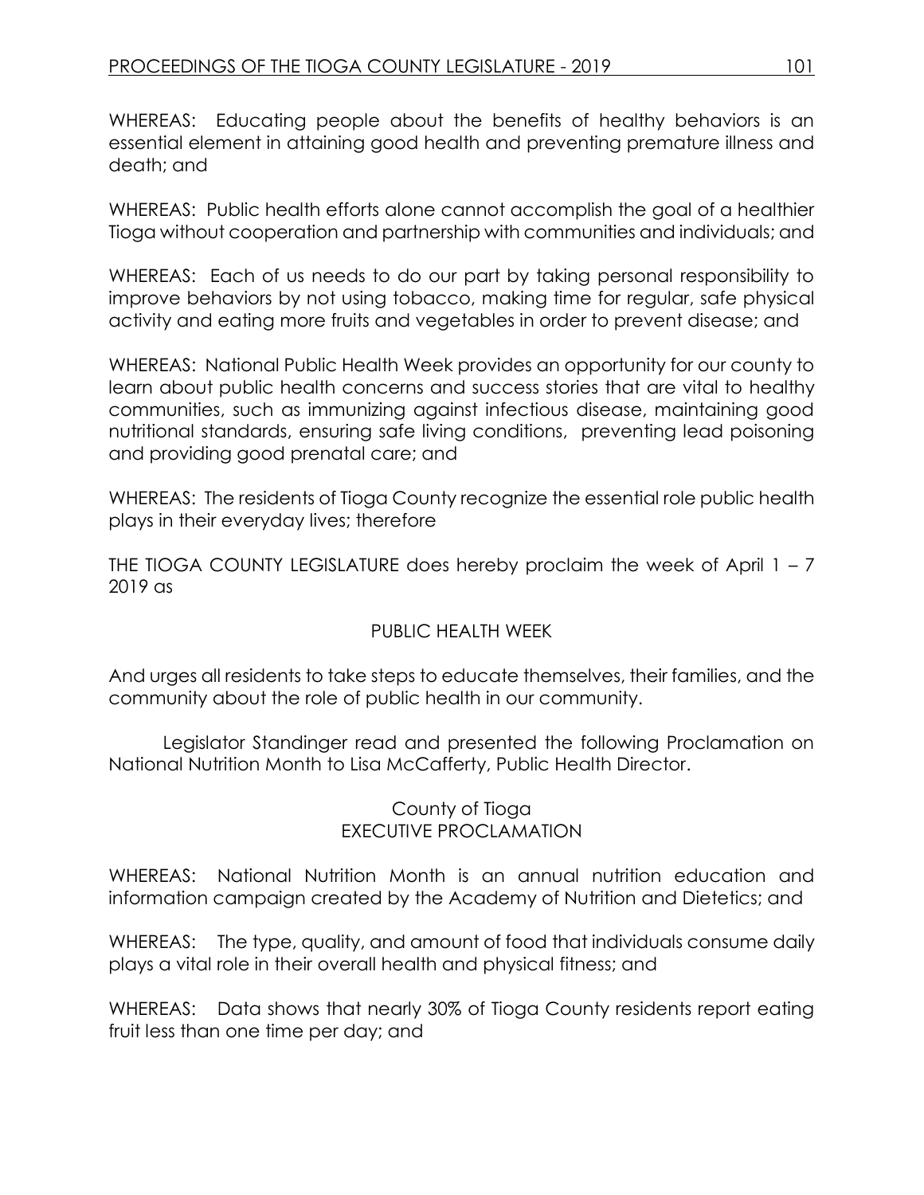WHEREAS: Educating people about the benefits of healthy behaviors is an essential element in attaining good health and preventing premature illness and death; and

WHEREAS: Public health efforts alone cannot accomplish the goal of a healthier Tioga without cooperation and partnership with communities and individuals; and

WHEREAS: Each of us needs to do our part by taking personal responsibility to improve behaviors by not using tobacco, making time for regular, safe physical activity and eating more fruits and vegetables in order to prevent disease; and

WHEREAS: National Public Health Week provides an opportunity for our county to learn about public health concerns and success stories that are vital to healthy communities, such as immunizing against infectious disease, maintaining good nutritional standards, ensuring safe living conditions, preventing lead poisoning and providing good prenatal care; and

WHEREAS: The residents of Tioga County recognize the essential role public health plays in their everyday lives; therefore

THE TIOGA COUNTY LEGISLATURE does hereby proclaim the week of April 1 – 7 2019 as

PUBLIC HEALTH WEEK

And urges all residents to take steps to educate themselves, their families, and the community about the role of public health in our community.

Legislator Standinger read and presented the following Proclamation on National Nutrition Month to Lisa McCafferty, Public Health Director.

County of Tioga
EXECUTIVE PROCLAMATION

WHEREAS: National Nutrition Month is an annual nutrition education and information campaign created by the Academy of Nutrition and Dietetics; and

WHEREAS: The type, quality, and amount of food that individuals consume daily plays a vital role in their overall health and physical fitness; and

WHEREAS: Data shows that nearly 30% of Tioga County residents report eating fruit less than one time per day; and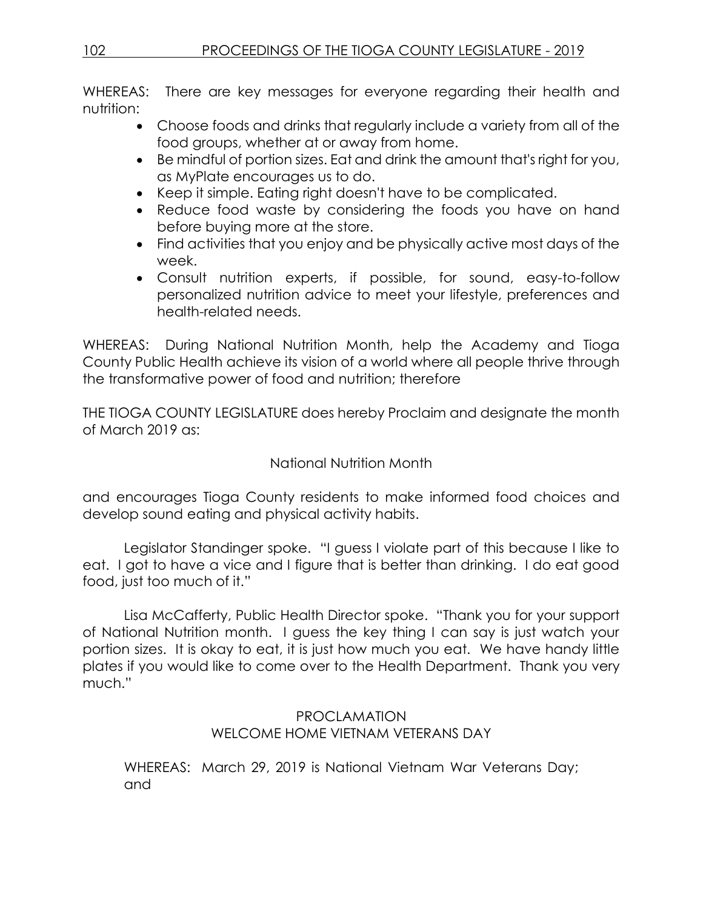WHEREAS: There are key messages for everyone regarding their health and nutrition:

- Choose foods and drinks that regularly include a variety from all of the food groups, whether at or away from home.
- Be mindful of portion sizes. Eat and drink the amount that's right for you, as MyPlate encourages us to do.
- Keep it simple. Eating right doesn't have to be complicated.
- Reduce food waste by considering the foods you have on hand before buying more at the store.
- Find activities that you enjoy and be physically active most days of the week.
- Consult nutrition experts, if possible, for sound, easy-to-follow personalized nutrition advice to meet your lifestyle, preferences and health-related needs.

WHEREAS: During National Nutrition Month, help the Academy and Tioga County Public Health achieve its vision of a world where all people thrive through the transformative power of food and nutrition; therefore

THE TIOGA COUNTY LEGISLATURE does hereby Proclaim and designate the month of March 2019 as:

National Nutrition Month

and encourages Tioga County residents to make informed food choices and develop sound eating and physical activity habits.

Legislator Standinger spoke. "I guess I violate part of this because I like to eat. I got to have a vice and I figure that is better than drinking. I do eat good food, just too much of it."

Lisa McCafferty, Public Health Director spoke. "Thank you for your support of National Nutrition month. I guess the key thing I can say is just watch your portion sizes. It is okay to eat, it is just how much you eat. We have handy little plates if you would like to come over to the Health Department. Thank you very much."

## PROCLAMATION
## WELCOME HOME VIETNAM VETERANS DAY

WHEREAS: March 29, 2019 is National Vietnam War Veterans Day; and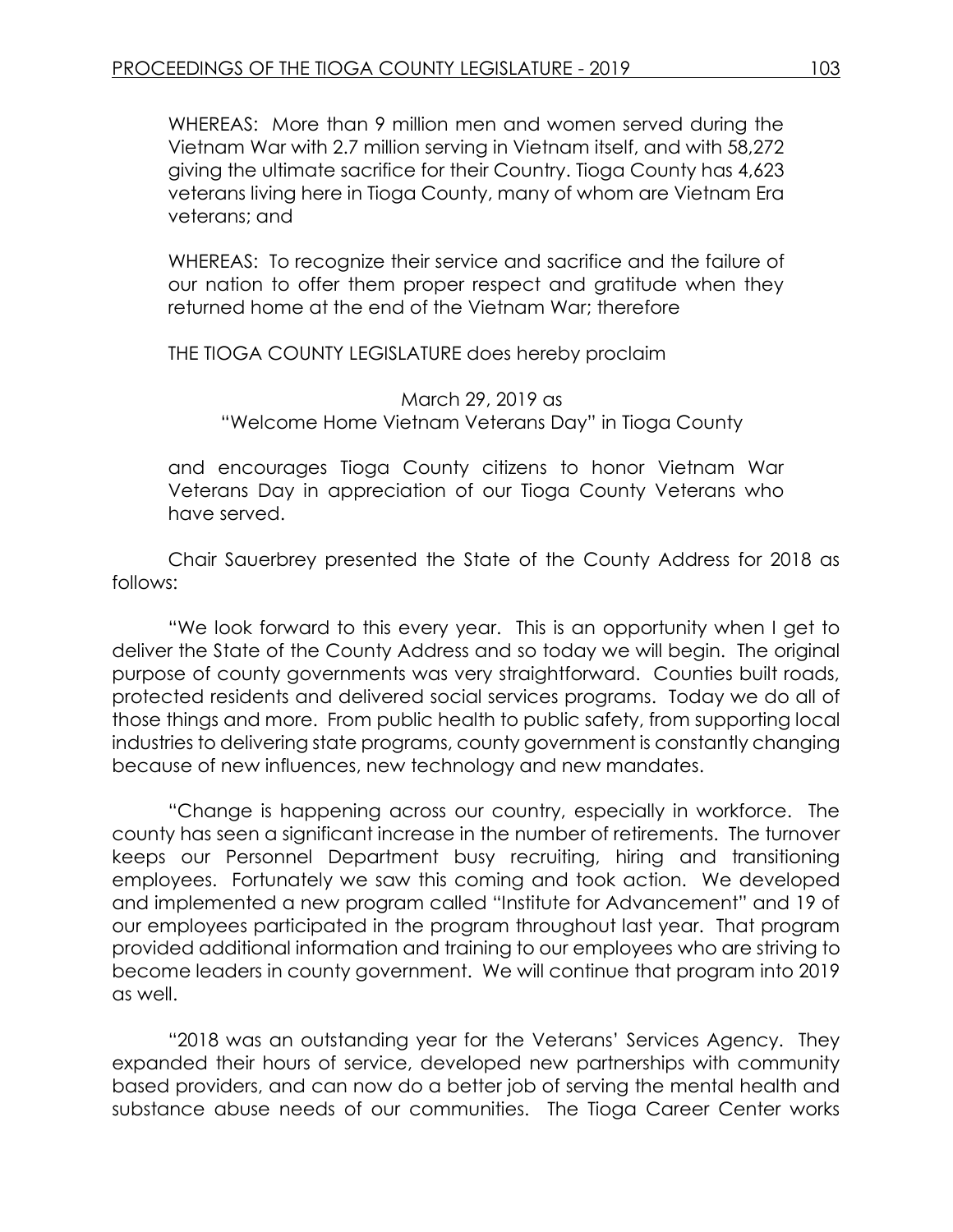WHEREAS: More than 9 million men and women served during the Vietnam War with 2.7 million serving in Vietnam itself, and with 58,272 giving the ultimate sacrifice for their Country. Tioga County has 4,623 veterans living here in Tioga County, many of whom are Vietnam Era veterans; and

WHEREAS: To recognize their service and sacrifice and the failure of our nation to offer them proper respect and gratitude when they returned home at the end of the Vietnam War; therefore

THE TIOGA COUNTY LEGISLATURE does hereby proclaim

March 29, 2019 as
"Welcome Home Vietnam Veterans Day" in Tioga County

and encourages Tioga County citizens to honor Vietnam War Veterans Day in appreciation of our Tioga County Veterans who have served.

Chair Sauerbrey presented the State of the County Address for 2018 as follows:

"We look forward to this every year. This is an opportunity when I get to deliver the State of the County Address and so today we will begin. The original purpose of county governments was very straightforward. Counties built roads, protected residents and delivered social services programs. Today we do all of those things and more. From public health to public safety, from supporting local industries to delivering state programs, county government is constantly changing because of new influences, new technology and new mandates.

"Change is happening across our country, especially in workforce. The county has seen a significant increase in the number of retirements. The turnover keeps our Personnel Department busy recruiting, hiring and transitioning employees. Fortunately we saw this coming and took action. We developed and implemented a new program called "Institute for Advancement" and 19 of our employees participated in the program throughout last year. That program provided additional information and training to our employees who are striving to become leaders in county government. We will continue that program into 2019 as well.

"2018 was an outstanding year for the Veterans' Services Agency. They expanded their hours of service, developed new partnerships with community based providers, and can now do a better job of serving the mental health and substance abuse needs of our communities. The Tioga Career Center works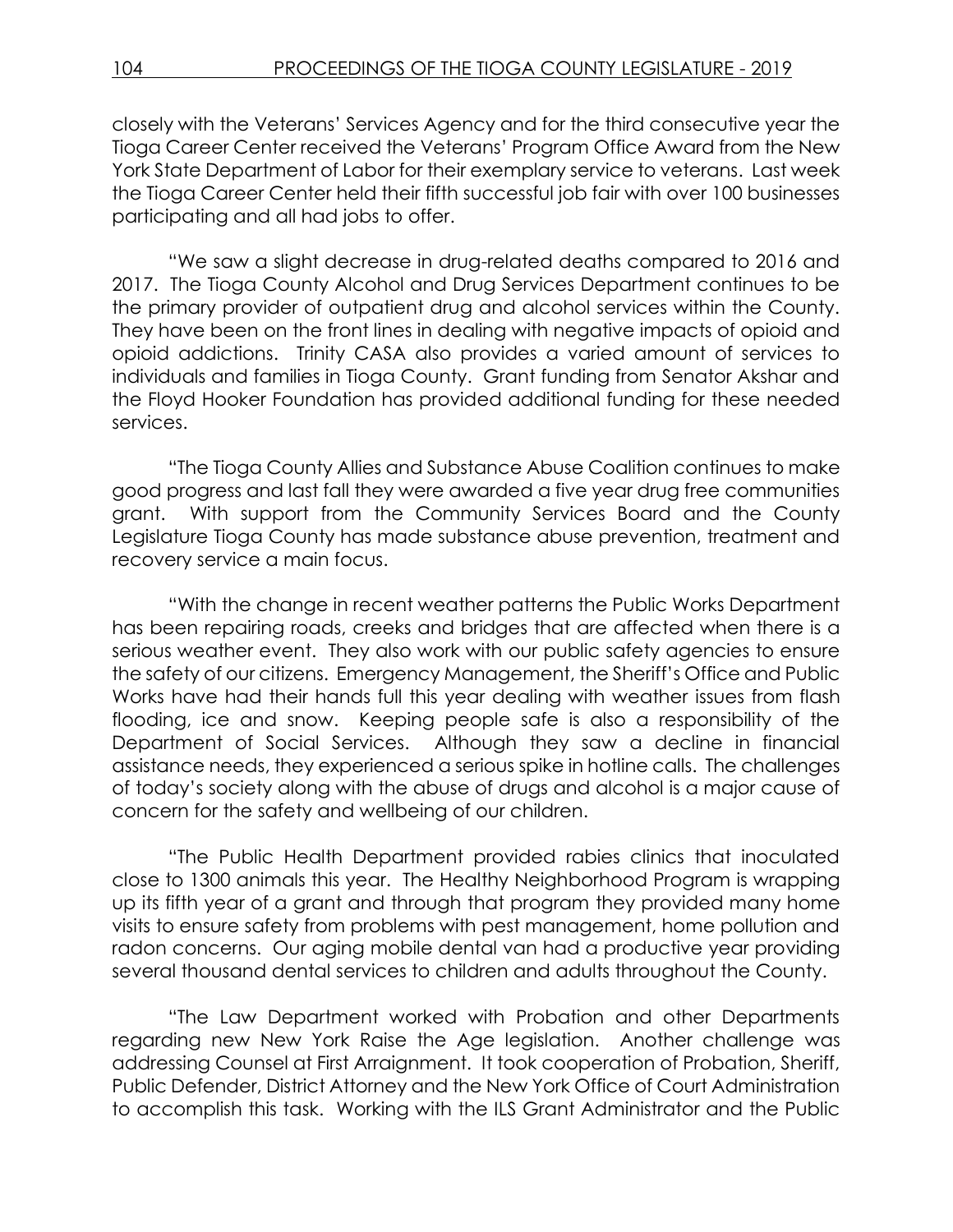closely with the Veterans' Services Agency and for the third consecutive year the Tioga Career Center received the Veterans' Program Office Award from the New York State Department of Labor for their exemplary service to veterans. Last week the Tioga Career Center held their fifth successful job fair with over 100 businesses participating and all had jobs to offer.

"We saw a slight decrease in drug-related deaths compared to 2016 and 2017. The Tioga County Alcohol and Drug Services Department continues to be the primary provider of outpatient drug and alcohol services within the County. They have been on the front lines in dealing with negative impacts of opioid and opioid addictions. Trinity CASA also provides a varied amount of services to individuals and families in Tioga County. Grant funding from Senator Akshar and the Floyd Hooker Foundation has provided additional funding for these needed services.

"The Tioga County Allies and Substance Abuse Coalition continues to make good progress and last fall they were awarded a five year drug free communities grant. With support from the Community Services Board and the County Legislature Tioga County has made substance abuse prevention, treatment and recovery service a main focus.

"With the change in recent weather patterns the Public Works Department has been repairing roads, creeks and bridges that are affected when there is a serious weather event. They also work with our public safety agencies to ensure the safety of our citizens. Emergency Management, the Sheriff's Office and Public Works have had their hands full this year dealing with weather issues from flash flooding, ice and snow. Keeping people safe is also a responsibility of the Department of Social Services. Although they saw a decline in financial assistance needs, they experienced a serious spike in hotline calls. The challenges of today's society along with the abuse of drugs and alcohol is a major cause of concern for the safety and wellbeing of our children.

"The Public Health Department provided rabies clinics that inoculated close to 1300 animals this year. The Healthy Neighborhood Program is wrapping up its fifth year of a grant and through that program they provided many home visits to ensure safety from problems with pest management, home pollution and radon concerns. Our aging mobile dental van had a productive year providing several thousand dental services to children and adults throughout the County.

"The Law Department worked with Probation and other Departments regarding new New York Raise the Age legislation. Another challenge was addressing Counsel at First Arraignment. It took cooperation of Probation, Sheriff, Public Defender, District Attorney and the New York Office of Court Administration to accomplish this task. Working with the ILS Grant Administrator and the Public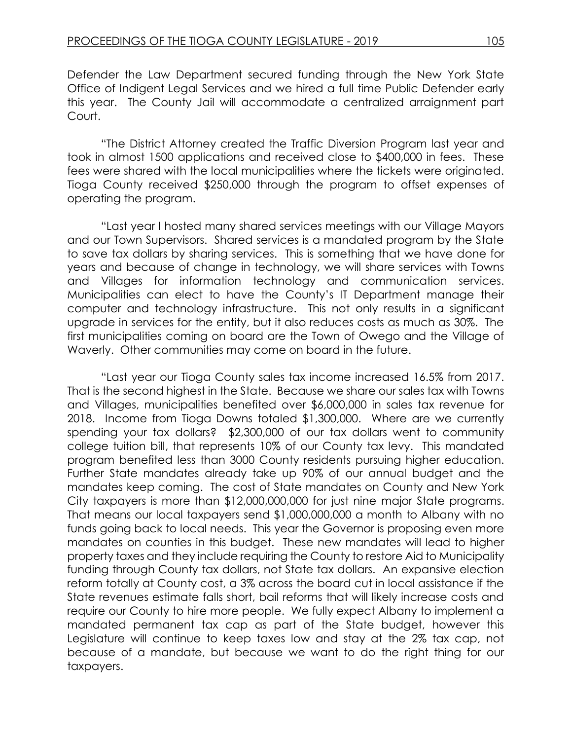Defender the Law Department secured funding through the New York State Office of Indigent Legal Services and we hired a full time Public Defender early this year. The County Jail will accommodate a centralized arraignment part Court.

"The District Attorney created the Traffic Diversion Program last year and took in almost 1500 applications and received close to $400,000 in fees. These fees were shared with the local municipalities where the tickets were originated. Tioga County received $250,000 through the program to offset expenses of operating the program.

"Last year I hosted many shared services meetings with our Village Mayors and our Town Supervisors. Shared services is a mandated program by the State to save tax dollars by sharing services. This is something that we have done for years and because of change in technology, we will share services with Towns and Villages for information technology and communication services. Municipalities can elect to have the County's IT Department manage their computer and technology infrastructure. This not only results in a significant upgrade in services for the entity, but it also reduces costs as much as 30%. The first municipalities coming on board are the Town of Owego and the Village of Waverly. Other communities may come on board in the future.

"Last year our Tioga County sales tax income increased 16.5% from 2017. That is the second highest in the State. Because we share our sales tax with Towns and Villages, municipalities benefited over $6,000,000 in sales tax revenue for 2018. Income from Tioga Downs totaled $1,300,000. Where are we currently spending your tax dollars? $2,300,000 of our tax dollars went to community college tuition bill, that represents 10% of our County tax levy. This mandated program benefited less than 3000 County residents pursuing higher education. Further State mandates already take up 90% of our annual budget and the mandates keep coming. The cost of State mandates on County and New York City taxpayers is more than $12,000,000,000 for just nine major State programs. That means our local taxpayers send $1,000,000,000 a month to Albany with no funds going back to local needs. This year the Governor is proposing even more mandates on counties in this budget. These new mandates will lead to higher property taxes and they include requiring the County to restore Aid to Municipality funding through County tax dollars, not State tax dollars. An expansive election reform totally at County cost, a 3% across the board cut in local assistance if the State revenues estimate falls short, bail reforms that will likely increase costs and require our County to hire more people. We fully expect Albany to implement a mandated permanent tax cap as part of the State budget, however this Legislature will continue to keep taxes low and stay at the 2% tax cap, not because of a mandate, but because we want to do the right thing for our taxpayers.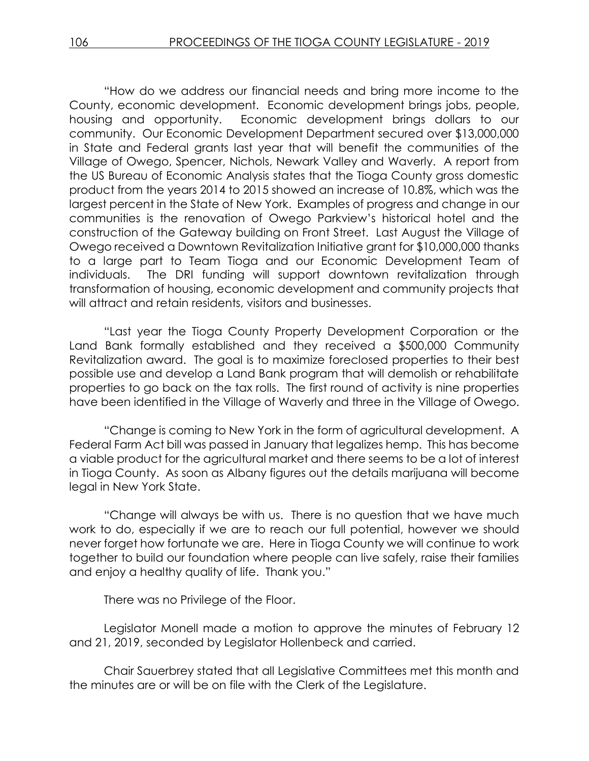"How do we address our financial needs and bring more income to the County, economic development. Economic development brings jobs, people, housing and opportunity. Economic development brings dollars to our community. Our Economic Development Department secured over $13,000,000 in State and Federal grants last year that will benefit the communities of the Village of Owego, Spencer, Nichols, Newark Valley and Waverly. A report from the US Bureau of Economic Analysis states that the Tioga County gross domestic product from the years 2014 to 2015 showed an increase of 10.8%, which was the largest percent in the State of New York. Examples of progress and change in our communities is the renovation of Owego Parkview's historical hotel and the construction of the Gateway building on Front Street. Last August the Village of Owego received a Downtown Revitalization Initiative grant for $10,000,000 thanks to a large part to Team Tioga and our Economic Development Team of individuals. The DRI funding will support downtown revitalization through transformation of housing, economic development and community projects that will attract and retain residents, visitors and businesses.

"Last year the Tioga County Property Development Corporation or the Land Bank formally established and they received a $500,000 Community Revitalization award. The goal is to maximize foreclosed properties to their best possible use and develop a Land Bank program that will demolish or rehabilitate properties to go back on the tax rolls. The first round of activity is nine properties have been identified in the Village of Waverly and three in the Village of Owego.

"Change is coming to New York in the form of agricultural development. A Federal Farm Act bill was passed in January that legalizes hemp. This has become a viable product for the agricultural market and there seems to be a lot of interest in Tioga County. As soon as Albany figures out the details marijuana will become legal in New York State.

"Change will always be with us. There is no question that we have much work to do, especially if we are to reach our full potential, however we should never forget how fortunate we are. Here in Tioga County we will continue to work together to build our foundation where people can live safely, raise their families and enjoy a healthy quality of life. Thank you."

There was no Privilege of the Floor.

Legislator Monell made a motion to approve the minutes of February 12 and 21, 2019, seconded by Legislator Hollenbeck and carried.

Chair Sauerbrey stated that all Legislative Committees met this month and the minutes are or will be on file with the Clerk of the Legislature.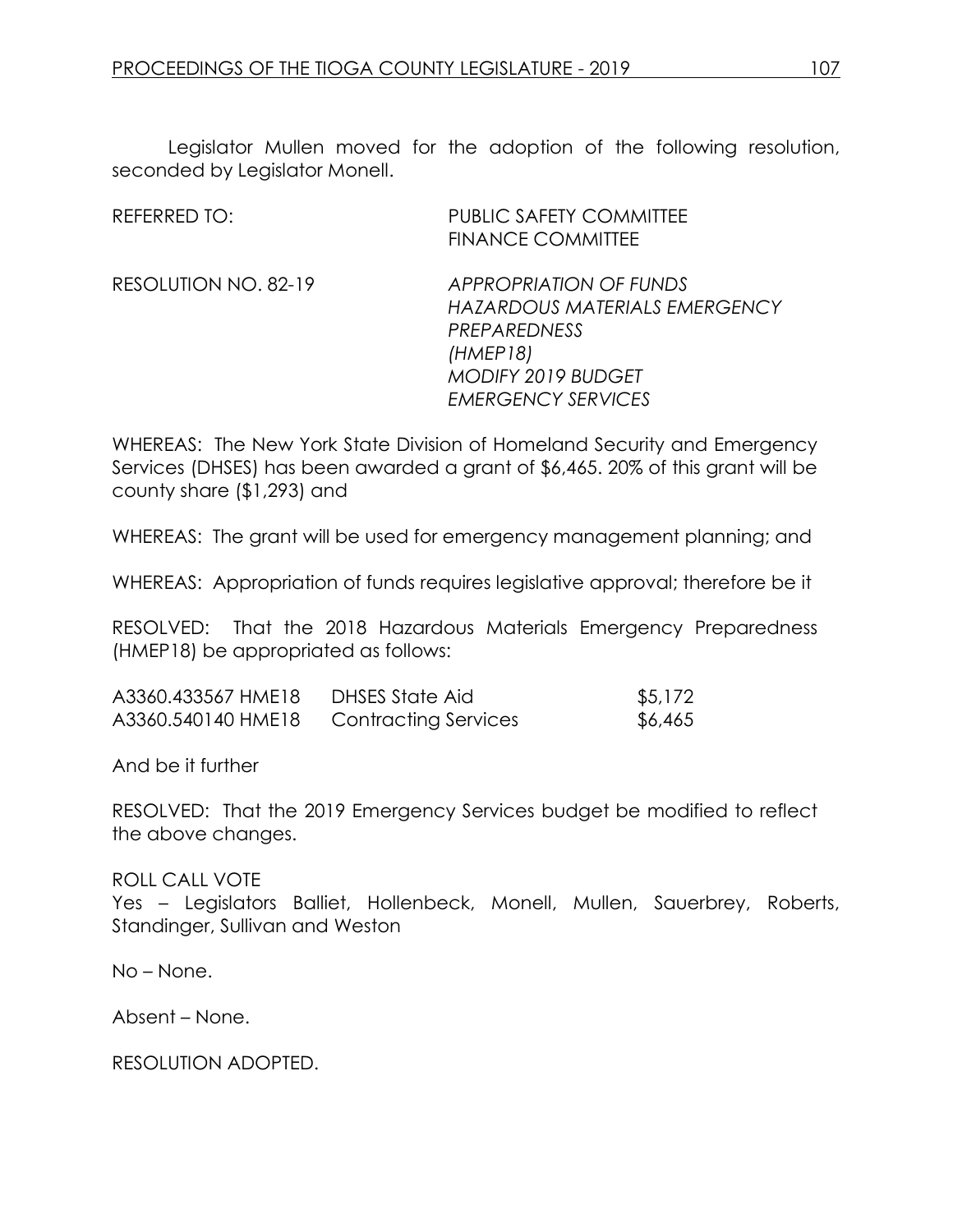Legislator Mullen moved for the adoption of the following resolution, seconded by Legislator Monell.

REFERRED TO: PUBLIC SAFETY COMMITTEE
FINANCE COMMITTEE

RESOLUTION NO. 82-19 *APPROPRIATION OF FUNDS*
*HAZARDOUS MATERIALS EMERGENCY PREPAREDNESS*
*(HMEP18)*
*MODIFY 2019 BUDGET*
*EMERGENCY SERVICES*

WHEREAS: The New York State Division of Homeland Security and Emergency Services (DHSES) has been awarded a grant of $6,465. 20% of this grant will be county share ($1,293) and

WHEREAS: The grant will be used for emergency management planning; and

WHEREAS: Appropriation of funds requires legislative approval; therefore be it

RESOLVED: That the 2018 Hazardous Materials Emergency Preparedness (HMEP18) be appropriated as follows:

| | | |
|---|---|---|
| A3360.433567 HME18 | DHSES State Aid | $5,172 |
| A3360.540140 HME18 | Contracting Services | $6,465 |

And be it further

RESOLVED: That the 2019 Emergency Services budget be modified to reflect the above changes.

ROLL CALL VOTE
Yes – Legislators Balliet, Hollenbeck, Monell, Mullen, Sauerbrey, Roberts, Standinger, Sullivan and Weston

No – None.

Absent – None.

RESOLUTION ADOPTED.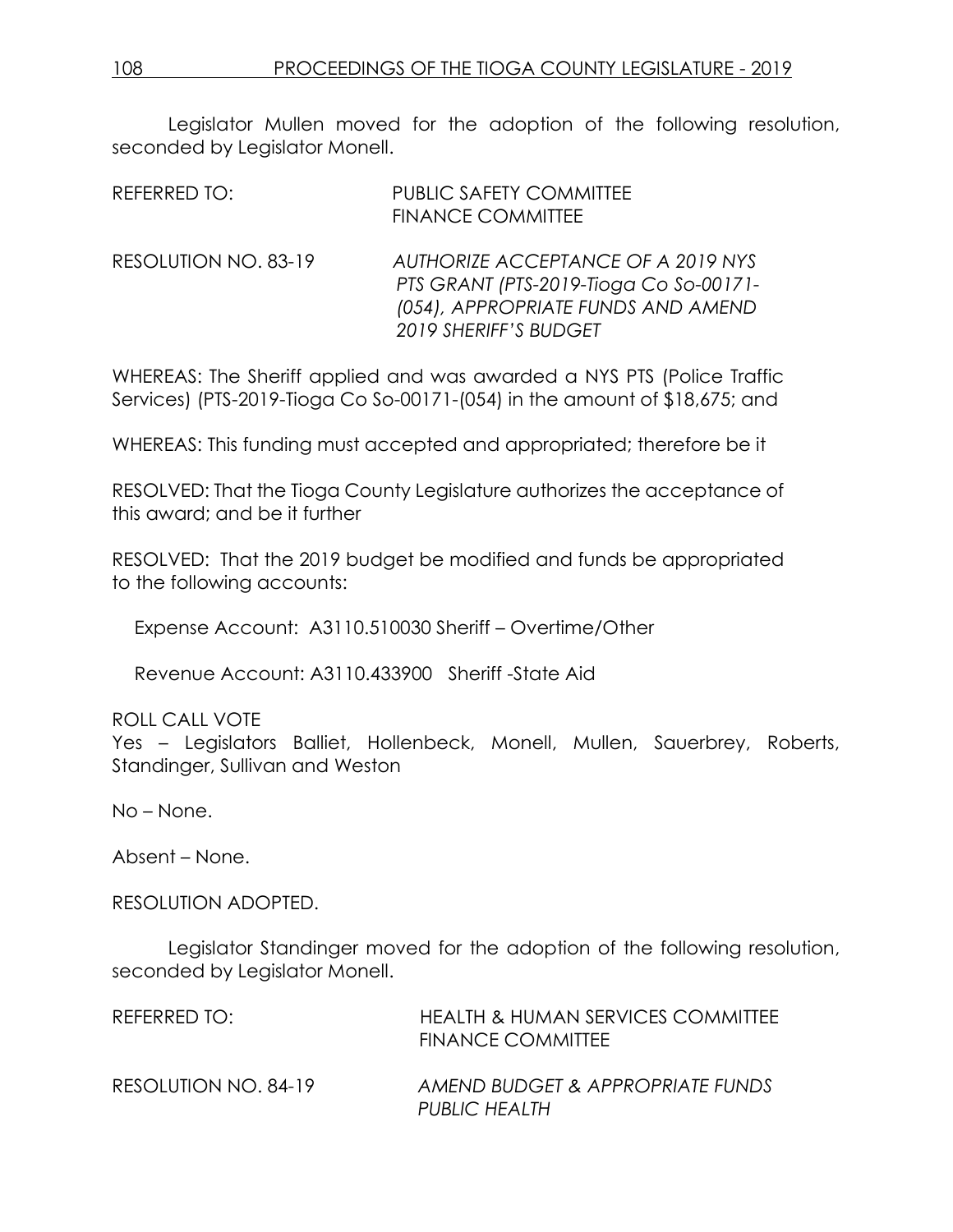Legislator Mullen moved for the adoption of the following resolution, seconded by Legislator Monell.

REFERRED TO: PUBLIC SAFETY COMMITTEE
FINANCE COMMITTEE

RESOLUTION NO. 83-19 *AUTHORIZE ACCEPTANCE OF A 2019 NYS PTS GRANT (PTS-2019-Tioga Co So-00171-(054), APPROPRIATE FUNDS AND AMEND 2019 SHERIFF'S BUDGET*

WHEREAS: The Sheriff applied and was awarded a NYS PTS (Police Traffic Services) (PTS-2019-Tioga Co So-00171-(054) in the amount of $18,675; and

WHEREAS: This funding must accepted and appropriated; therefore be it

RESOLVED: That the Tioga County Legislature authorizes the acceptance of this award; and be it further

RESOLVED: That the 2019 budget be modified and funds be appropriated to the following accounts:

Expense Account: A3110.510030 Sheriff – Overtime/Other

Revenue Account: A3110.433900 Sheriff -State Aid

ROLL CALL VOTE
Yes – Legislators Balliet, Hollenbeck, Monell, Mullen, Sauerbrey, Roberts, Standinger, Sullivan and Weston

No – None.

Absent – None.

RESOLUTION ADOPTED.

Legislator Standinger moved for the adoption of the following resolution, seconded by Legislator Monell.

REFERRED TO: HEALTH & HUMAN SERVICES COMMITTEE
FINANCE COMMITTEE

RESOLUTION NO. 84-19 *AMEND BUDGET & APPROPRIATE FUNDS PUBLIC HEALTH*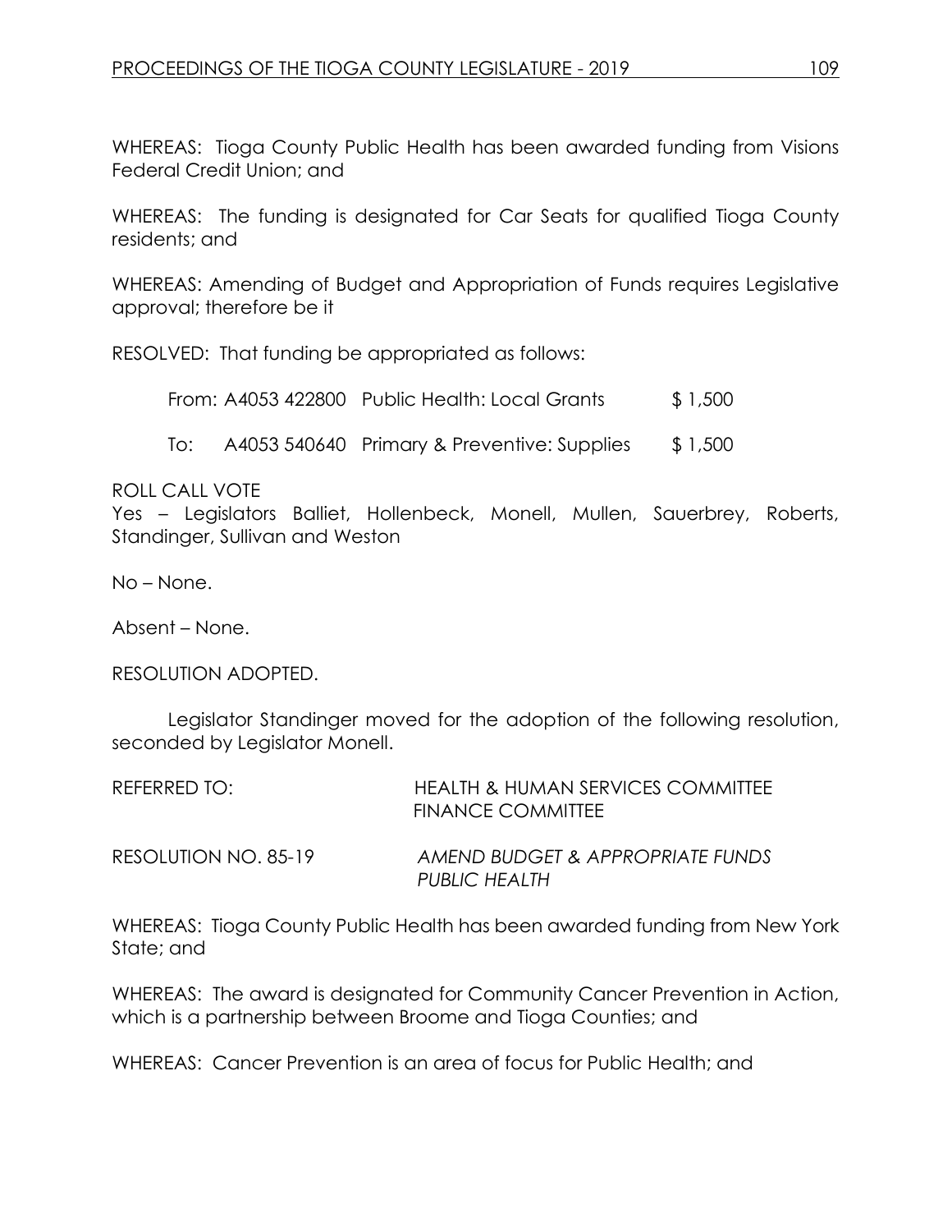WHEREAS: Tioga County Public Health has been awarded funding from Visions Federal Credit Union; and

WHEREAS: The funding is designated for Car Seats for qualified Tioga County residents; and

WHEREAS: Amending of Budget and Appropriation of Funds requires Legislative approval; therefore be it

RESOLVED: That funding be appropriated as follows:

| | | | |
|---|---|---|---|
| From: | A4053 422800 | Public Health: Local Grants | $ 1,500 |
| To: | A4053 540640 | Primary & Preventive: Supplies | $ 1,500 |

ROLL CALL VOTE
Yes – Legislators Balliet, Hollenbeck, Monell, Mullen, Sauerbrey, Roberts, Standinger, Sullivan and Weston

No – None.

Absent – None.

RESOLUTION ADOPTED.

Legislator Standinger moved for the adoption of the following resolution, seconded by Legislator Monell.

REFERRED TO: HEALTH & HUMAN SERVICES COMMITTEE
FINANCE COMMITTEE

RESOLUTION NO. 85-19 *AMEND BUDGET & APPROPRIATE FUNDS PUBLIC HEALTH*

WHEREAS: Tioga County Public Health has been awarded funding from New York State; and

WHEREAS: The award is designated for Community Cancer Prevention in Action, which is a partnership between Broome and Tioga Counties; and

WHEREAS: Cancer Prevention is an area of focus for Public Health; and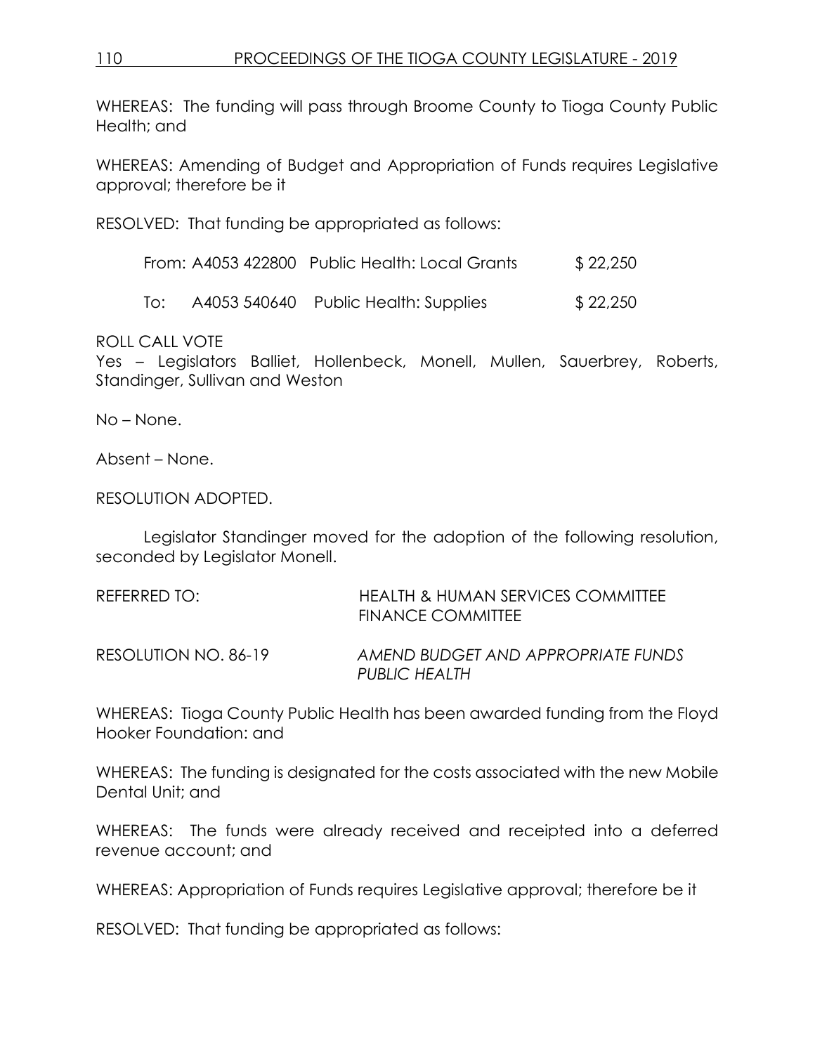WHEREAS: The funding will pass through Broome County to Tioga County Public Health; and

WHEREAS: Amending of Budget and Appropriation of Funds requires Legislative approval; therefore be it

RESOLVED: That funding be appropriated as follows:

| | | | |
|---|---|---|---|
| From: | A4053 422800 | Public Health: Local Grants | $ 22,250 |
| To: | A4053 540640 | Public Health: Supplies | $ 22,250 |

ROLL CALL VOTE
Yes – Legislators Balliet, Hollenbeck, Monell, Mullen, Sauerbrey, Roberts, Standinger, Sullivan and Weston

No – None.

Absent – None.

RESOLUTION ADOPTED.

Legislator Standinger moved for the adoption of the following resolution, seconded by Legislator Monell.

REFERRED TO: HEALTH & HUMAN SERVICES COMMITTEE
FINANCE COMMITTEE

RESOLUTION NO. 86-19 *AMEND BUDGET AND APPROPRIATE FUNDS PUBLIC HEALTH*

WHEREAS: Tioga County Public Health has been awarded funding from the Floyd Hooker Foundation: and

WHEREAS: The funding is designated for the costs associated with the new Mobile Dental Unit; and

WHEREAS: The funds were already received and receipted into a deferred revenue account; and

WHEREAS: Appropriation of Funds requires Legislative approval; therefore be it

RESOLVED: That funding be appropriated as follows: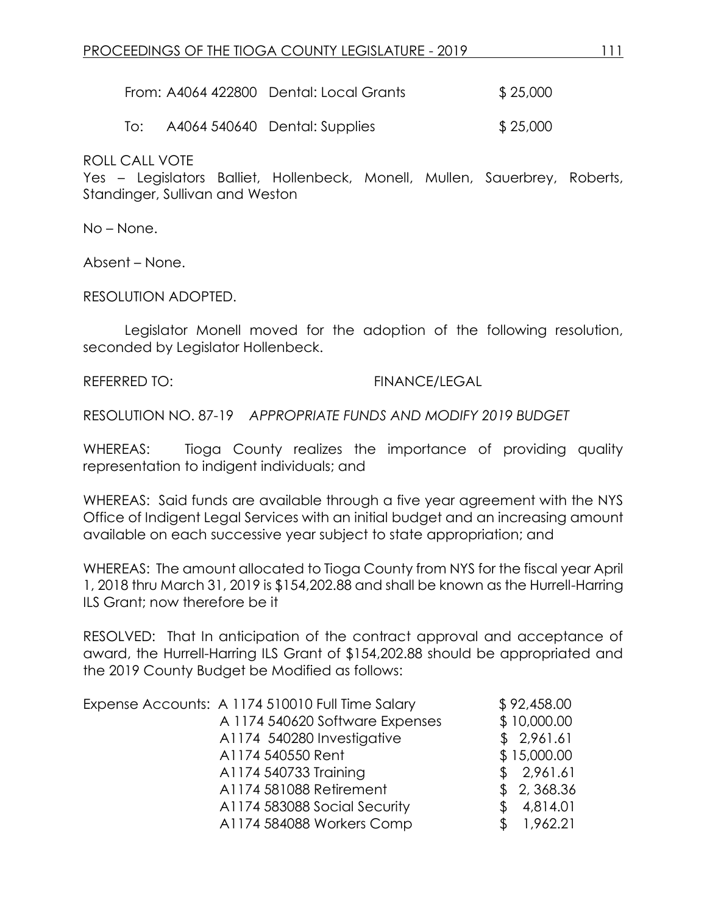From: A4064 422800 Dental: Local Grants $ 25,000

To: A4064 540640 Dental: Supplies $ 25,000

ROLL CALL VOTE
Yes – Legislators Balliet, Hollenbeck, Monell, Mullen, Sauerbrey, Roberts, Standinger, Sullivan and Weston

No – None.

Absent – None.

RESOLUTION ADOPTED.

Legislator Monell moved for the adoption of the following resolution, seconded by Legislator Hollenbeck.

REFERRED TO: FINANCE/LEGAL

RESOLUTION NO. 87-19 *APPROPRIATE FUNDS AND MODIFY 2019 BUDGET*

WHEREAS: Tioga County realizes the importance of providing quality representation to indigent individuals; and

WHEREAS: Said funds are available through a five year agreement with the NYS Office of Indigent Legal Services with an initial budget and an increasing amount available on each successive year subject to state appropriation; and

WHEREAS: The amount allocated to Tioga County from NYS for the fiscal year April 1, 2018 thru March 31, 2019 is $154,202.88 and shall be known as the Hurrell-Harring ILS Grant; now therefore be it

RESOLVED: That In anticipation of the contract approval and acceptance of award, the Hurrell-Harring ILS Grant of $154,202.88 should be appropriated and the 2019 County Budget be Modified as follows:

| | | |
|---|---|---|
| Expense Accounts: | A 1174 510010 Full Time Salary | $ 92,458.00 |
| | A 1174 540620 Software Expenses | $ 10,000.00 |
| | A1174 540280 Investigative | $ 2,961.61 |
| | A1174 540550 Rent | $ 15,000.00 |
| | A1174 540733 Training | $ 2,961.61 |
| | A1174 581088 Retirement | $ 2, 368.36 |
| | A1174 583088 Social Security | $ 4,814.01 |
| | A1174 584088 Workers Comp | $ 1,962.21 |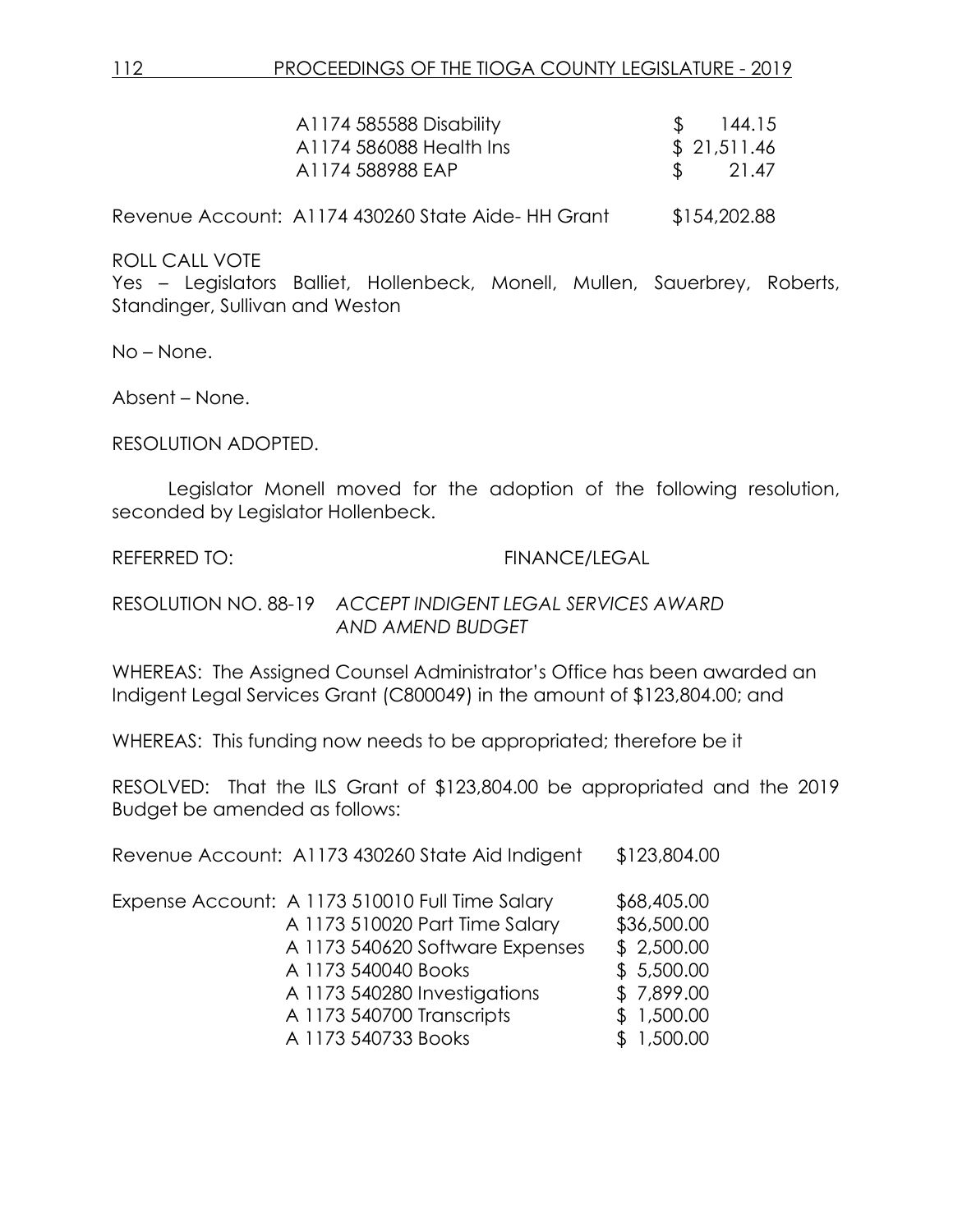| | |
|---|---|
| A1174 585588 Disability | $ 144.15 |
| A1174 586088 Health Ins | $ 21,511.46 |
| A1174 588988 EAP | $ 21.47 |

Revenue Account: A1174 430260 State Aide- HH Grant $154,202.88

ROLL CALL VOTE
Yes – Legislators Balliet, Hollenbeck, Monell, Mullen, Sauerbrey, Roberts, Standinger, Sullivan and Weston

No – None.

Absent – None.

RESOLUTION ADOPTED.

Legislator Monell moved for the adoption of the following resolution, seconded by Legislator Hollenbeck.

REFERRED TO: FINANCE/LEGAL

RESOLUTION NO. 88-19 *ACCEPT INDIGENT LEGAL SERVICES AWARD AND AMEND BUDGET*

WHEREAS: The Assigned Counsel Administrator's Office has been awarded an Indigent Legal Services Grant (C800049) in the amount of $123,804.00; and

WHEREAS: This funding now needs to be appropriated; therefore be it

RESOLVED: That the ILS Grant of $123,804.00 be appropriated and the 2019 Budget be amended as follows:

Revenue Account: A1173 430260 State Aid Indigent $123,804.00

| | | |
|---|---|---|
| Expense Account: | A 1173 510010 Full Time Salary | $68,405.00 |
| | A 1173 510020 Part Time Salary | $36,500.00 |
| | A 1173 540620 Software Expenses | $ 2,500.00 |
| | A 1173 540040 Books | $ 5,500.00 |
| | A 1173 540280 Investigations | $ 7,899.00 |
| | A 1173 540700 Transcripts | $ 1,500.00 |
| | A 1173 540733 Books | $ 1,500.00 |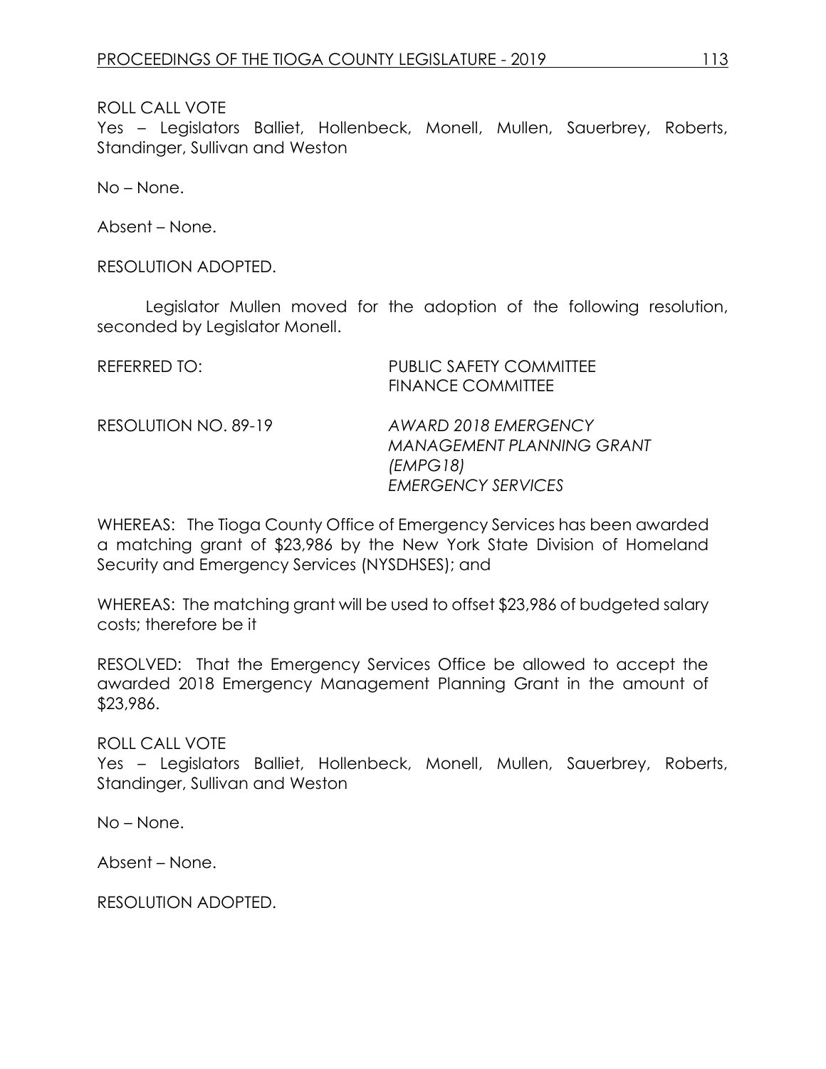ROLL CALL VOTE
Yes – Legislators Balliet, Hollenbeck, Monell, Mullen, Sauerbrey, Roberts, Standinger, Sullivan and Weston

No – None.

Absent – None.

RESOLUTION ADOPTED.

Legislator Mullen moved for the adoption of the following resolution, seconded by Legislator Monell.

REFERRED TO: PUBLIC SAFETY COMMITTEE
FINANCE COMMITTEE

RESOLUTION NO. 89-19 *AWARD 2018 EMERGENCY MANAGEMENT PLANNING GRANT (EMPG18)*
*EMERGENCY SERVICES*

WHEREAS: The Tioga County Office of Emergency Services has been awarded a matching grant of $23,986 by the New York State Division of Homeland Security and Emergency Services (NYSDHSES); and

WHEREAS: The matching grant will be used to offset $23,986 of budgeted salary costs; therefore be it

RESOLVED: That the Emergency Services Office be allowed to accept the awarded 2018 Emergency Management Planning Grant in the amount of $23,986.

ROLL CALL VOTE
Yes – Legislators Balliet, Hollenbeck, Monell, Mullen, Sauerbrey, Roberts, Standinger, Sullivan and Weston

No – None.

Absent – None.

RESOLUTION ADOPTED.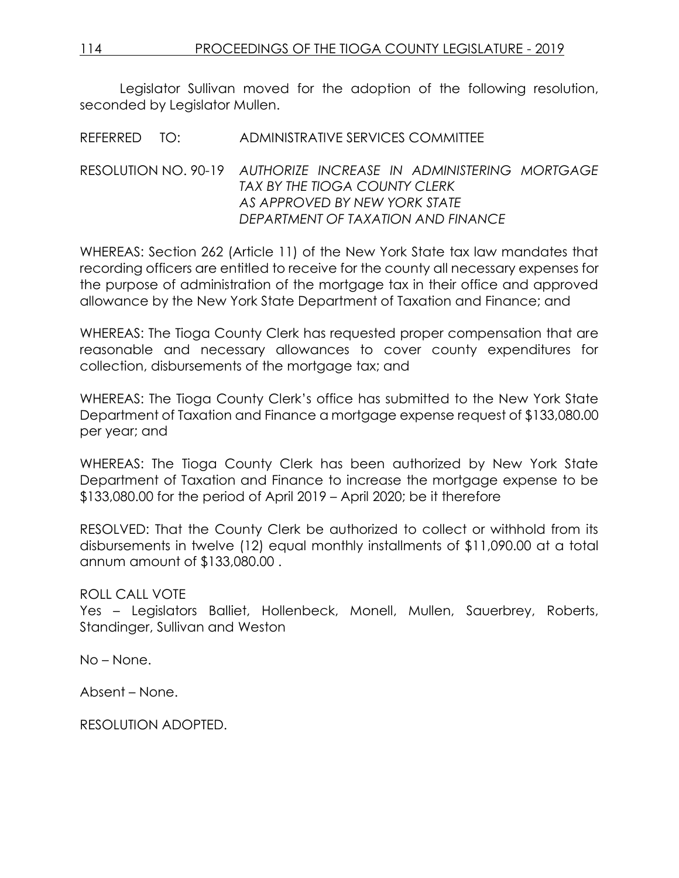Legislator Sullivan moved for the adoption of the following resolution, seconded by Legislator Mullen.

REFERRED TO: ADMINISTRATIVE SERVICES COMMITTEE

RESOLUTION NO. 90-19 *AUTHORIZE INCREASE IN ADMINISTERING MORTGAGE TAX BY THE TIOGA COUNTY CLERK AS APPROVED BY NEW YORK STATE DEPARTMENT OF TAXATION AND FINANCE*

WHEREAS: Section 262 (Article 11) of the New York State tax law mandates that recording officers are entitled to receive for the county all necessary expenses for the purpose of administration of the mortgage tax in their office and approved allowance by the New York State Department of Taxation and Finance; and

WHEREAS: The Tioga County Clerk has requested proper compensation that are reasonable and necessary allowances to cover county expenditures for collection, disbursements of the mortgage tax; and

WHEREAS: The Tioga County Clerk's office has submitted to the New York State Department of Taxation and Finance a mortgage expense request of $133,080.00 per year; and

WHEREAS: The Tioga County Clerk has been authorized by New York State Department of Taxation and Finance to increase the mortgage expense to be $133,080.00 for the period of April 2019 – April 2020; be it therefore

RESOLVED: That the County Clerk be authorized to collect or withhold from its disbursements in twelve (12) equal monthly installments of $11,090.00 at a total annum amount of $133,080.00 .

ROLL CALL VOTE
Yes – Legislators Balliet, Hollenbeck, Monell, Mullen, Sauerbrey, Roberts, Standinger, Sullivan and Weston

No – None.

Absent – None.

RESOLUTION ADOPTED.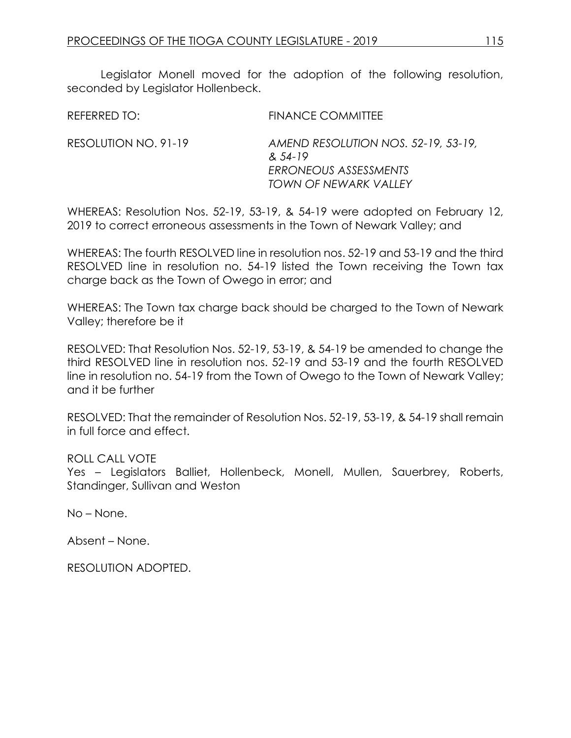Legislator Monell moved for the adoption of the following resolution, seconded by Legislator Hollenbeck.

REFERRED TO: FINANCE COMMITTEE

RESOLUTION NO. 91-19 *AMEND RESOLUTION NOS. 52-19, 53-19, & 54-19*
*ERRONEOUS ASSESSMENTS*
*TOWN OF NEWARK VALLEY*

WHEREAS: Resolution Nos. 52-19, 53-19, & 54-19 were adopted on February 12, 2019 to correct erroneous assessments in the Town of Newark Valley; and

WHEREAS: The fourth RESOLVED line in resolution nos. 52-19 and 53-19 and the third RESOLVED line in resolution no. 54-19 listed the Town receiving the Town tax charge back as the Town of Owego in error; and

WHEREAS: The Town tax charge back should be charged to the Town of Newark Valley; therefore be it

RESOLVED: That Resolution Nos. 52-19, 53-19, & 54-19 be amended to change the third RESOLVED line in resolution nos. 52-19 and 53-19 and the fourth RESOLVED line in resolution no. 54-19 from the Town of Owego to the Town of Newark Valley; and it be further

RESOLVED: That the remainder of Resolution Nos. 52-19, 53-19, & 54-19 shall remain in full force and effect.

ROLL CALL VOTE
Yes – Legislators Balliet, Hollenbeck, Monell, Mullen, Sauerbrey, Roberts, Standinger, Sullivan and Weston

No – None.

Absent – None.

RESOLUTION ADOPTED.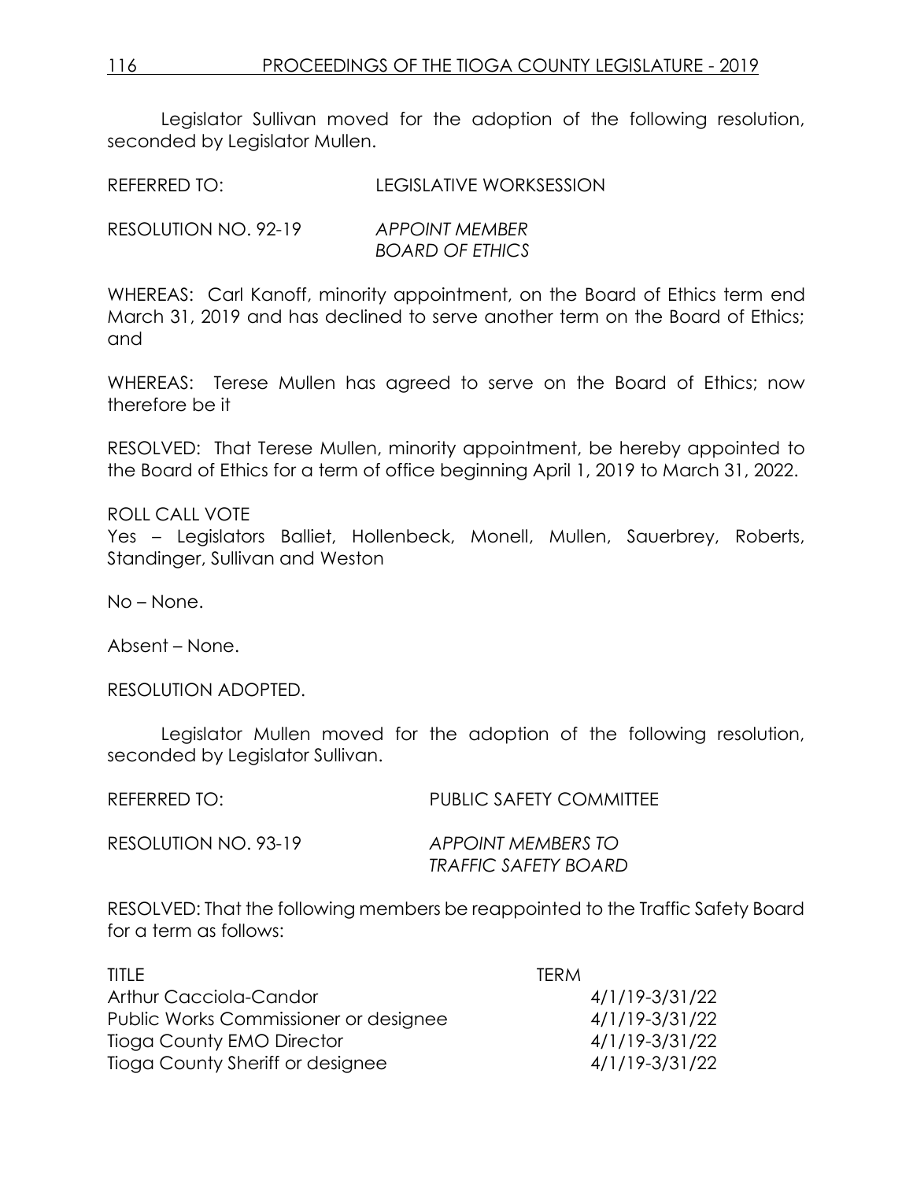Legislator Sullivan moved for the adoption of the following resolution, seconded by Legislator Mullen.

REFERRED TO: LEGISLATIVE WORKSESSION

RESOLUTION NO. 92-19 *APPOINT MEMBER BOARD OF ETHICS*

WHEREAS: Carl Kanoff, minority appointment, on the Board of Ethics term end March 31, 2019 and has declined to serve another term on the Board of Ethics; and

WHEREAS: Terese Mullen has agreed to serve on the Board of Ethics; now therefore be it

RESOLVED: That Terese Mullen, minority appointment, be hereby appointed to the Board of Ethics for a term of office beginning April 1, 2019 to March 31, 2022.

ROLL CALL VOTE
Yes – Legislators Balliet, Hollenbeck, Monell, Mullen, Sauerbrey, Roberts, Standinger, Sullivan and Weston

No – None.

Absent – None.

RESOLUTION ADOPTED.

Legislator Mullen moved for the adoption of the following resolution, seconded by Legislator Sullivan.

REFERRED TO: PUBLIC SAFETY COMMITTEE

RESOLUTION NO. 93-19 *APPOINT MEMBERS TO TRAFFIC SAFETY BOARD*

RESOLVED: That the following members be reappointed to the Traffic Safety Board for a term as follows:

| TITLE | TERM |
|---|---|
| Arthur Cacciola-Candor | 4/1/19-3/31/22 |
| Public Works Commissioner or designee | 4/1/19-3/31/22 |
| Tioga County EMO Director | 4/1/19-3/31/22 |
| Tioga County Sheriff or designee | 4/1/19-3/31/22 |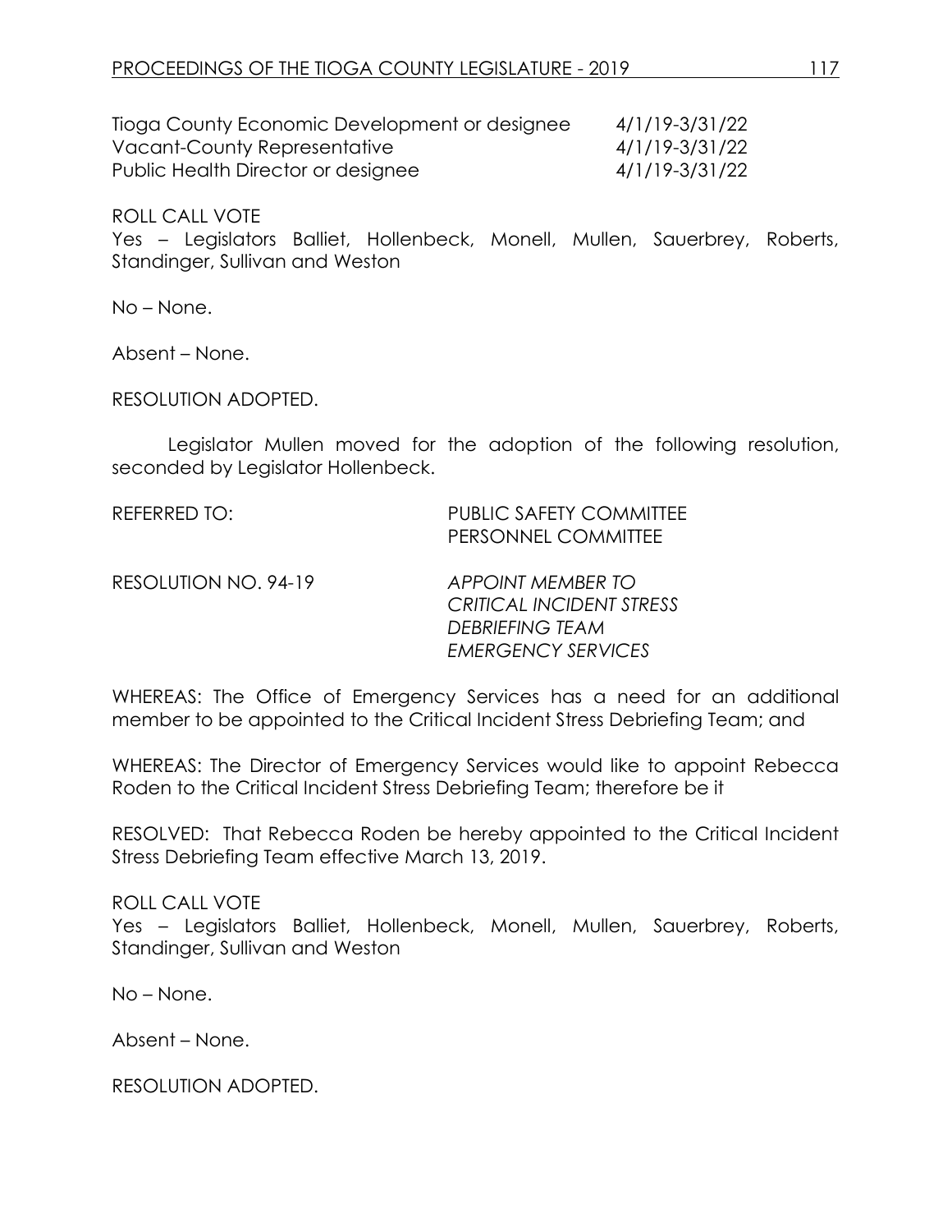| | |
|---|---|
| Tioga County Economic Development or designee | 4/1/19-3/31/22 |
| Vacant-County Representative | 4/1/19-3/31/22 |
| Public Health Director or designee | 4/1/19-3/31/22 |

ROLL CALL VOTE
Yes – Legislators Balliet, Hollenbeck, Monell, Mullen, Sauerbrey, Roberts, Standinger, Sullivan and Weston

No – None.

Absent – None.

RESOLUTION ADOPTED.

Legislator Mullen moved for the adoption of the following resolution, seconded by Legislator Hollenbeck.

REFERRED TO: PUBLIC SAFETY COMMITTEE
PERSONNEL COMMITTEE

RESOLUTION NO. 94-19 *APPOINT MEMBER TO CRITICAL INCIDENT STRESS DEBRIEFING TEAM EMERGENCY SERVICES*

WHEREAS: The Office of Emergency Services has a need for an additional member to be appointed to the Critical Incident Stress Debriefing Team; and

WHEREAS: The Director of Emergency Services would like to appoint Rebecca Roden to the Critical Incident Stress Debriefing Team; therefore be it

RESOLVED: That Rebecca Roden be hereby appointed to the Critical Incident Stress Debriefing Team effective March 13, 2019.

ROLL CALL VOTE
Yes – Legislators Balliet, Hollenbeck, Monell, Mullen, Sauerbrey, Roberts, Standinger, Sullivan and Weston

No – None.

Absent – None.

RESOLUTION ADOPTED.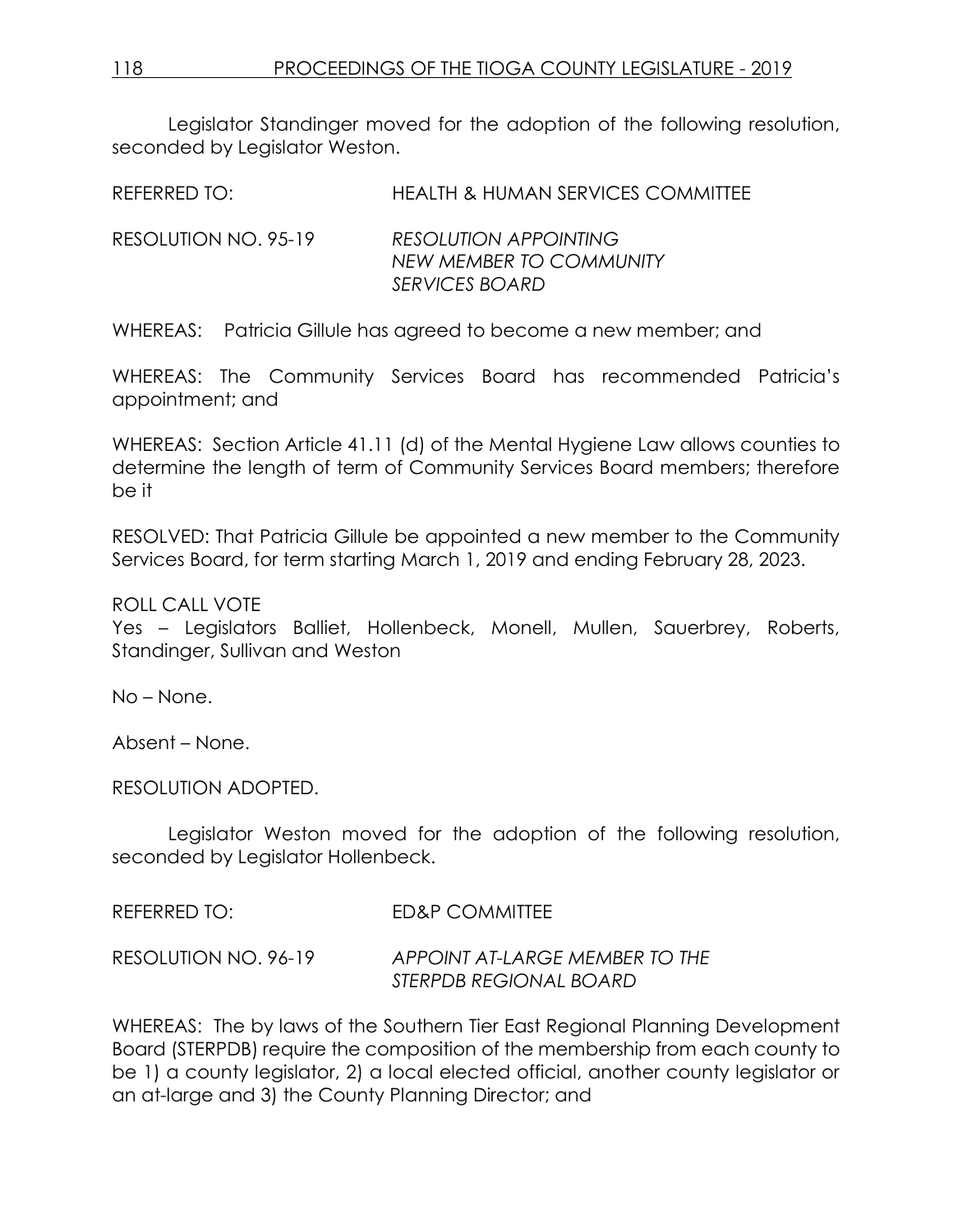Legislator Standinger moved for the adoption of the following resolution, seconded by Legislator Weston.

REFERRED TO: HEALTH & HUMAN SERVICES COMMITTEE

RESOLUTION NO. 95-19 *RESOLUTION APPOINTING NEW MEMBER TO COMMUNITY SERVICES BOARD*

WHEREAS: Patricia Gillule has agreed to become a new member; and

WHEREAS: The Community Services Board has recommended Patricia's appointment; and

WHEREAS: Section Article 41.11 (d) of the Mental Hygiene Law allows counties to determine the length of term of Community Services Board members; therefore be it

RESOLVED: That Patricia Gillule be appointed a new member to the Community Services Board, for term starting March 1, 2019 and ending February 28, 2023.

ROLL CALL VOTE
Yes – Legislators Balliet, Hollenbeck, Monell, Mullen, Sauerbrey, Roberts, Standinger, Sullivan and Weston

No – None.

Absent – None.

RESOLUTION ADOPTED.

Legislator Weston moved for the adoption of the following resolution, seconded by Legislator Hollenbeck.

REFERRED TO: ED&P COMMITTEE

RESOLUTION NO. 96-19 *APPOINT AT-LARGE MEMBER TO THE STERPDB REGIONAL BOARD*

WHEREAS: The by laws of the Southern Tier East Regional Planning Development Board (STERPDB) require the composition of the membership from each county to be 1) a county legislator, 2) a local elected official, another county legislator or an at-large and 3) the County Planning Director; and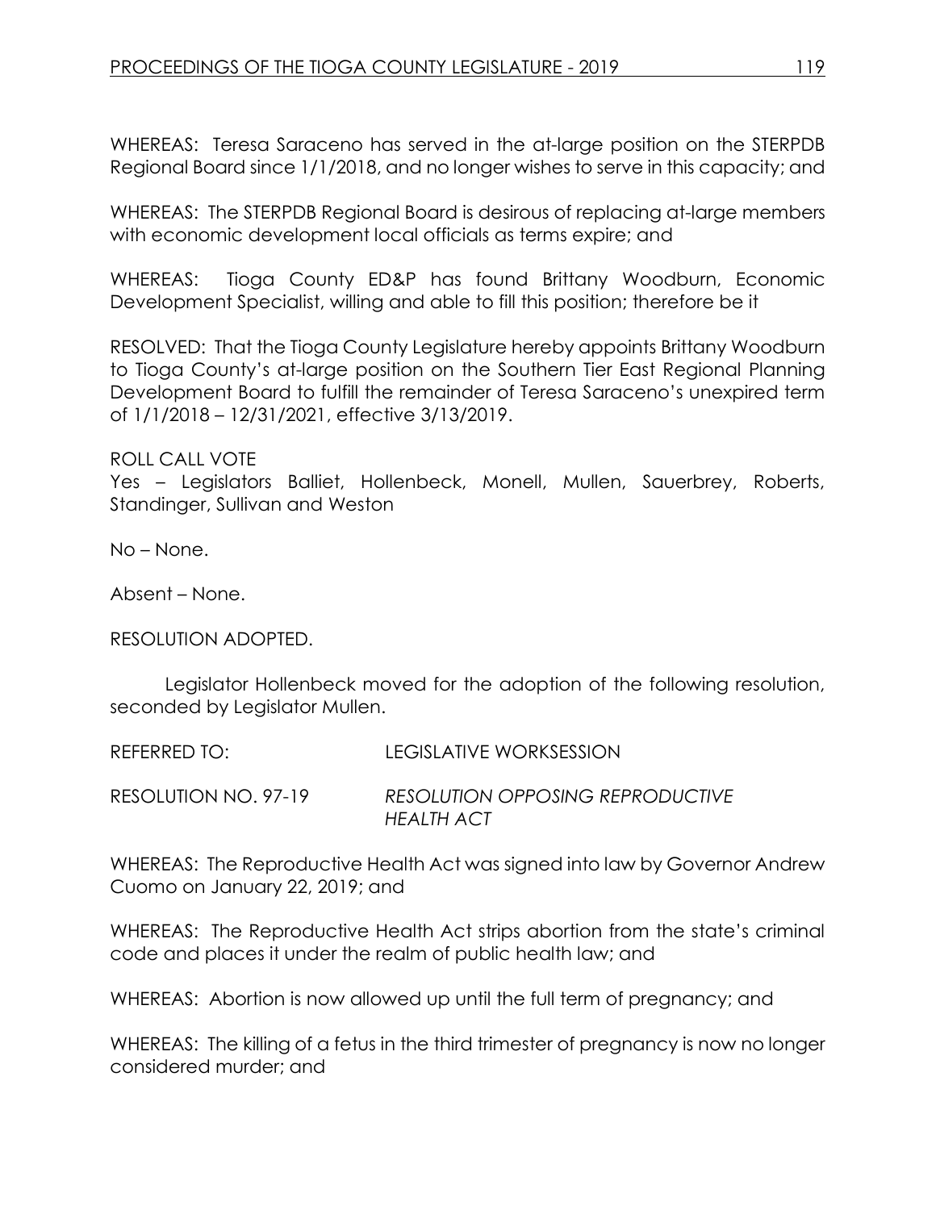WHEREAS: Teresa Saraceno has served in the at-large position on the STERPDB Regional Board since 1/1/2018, and no longer wishes to serve in this capacity; and

WHEREAS: The STERPDB Regional Board is desirous of replacing at-large members with economic development local officials as terms expire; and

WHEREAS: Tioga County ED&P has found Brittany Woodburn, Economic Development Specialist, willing and able to fill this position; therefore be it

RESOLVED: That the Tioga County Legislature hereby appoints Brittany Woodburn to Tioga County's at-large position on the Southern Tier East Regional Planning Development Board to fulfill the remainder of Teresa Saraceno's unexpired term of 1/1/2018 – 12/31/2021, effective 3/13/2019.

ROLL CALL VOTE
Yes – Legislators Balliet, Hollenbeck, Monell, Mullen, Sauerbrey, Roberts, Standinger, Sullivan and Weston

No – None.

Absent – None.

RESOLUTION ADOPTED.

Legislator Hollenbeck moved for the adoption of the following resolution, seconded by Legislator Mullen.

REFERRED TO: LEGISLATIVE WORKSESSION

RESOLUTION NO. 97-19 *RESOLUTION OPPOSING REPRODUCTIVE HEALTH ACT*

WHEREAS: The Reproductive Health Act was signed into law by Governor Andrew Cuomo on January 22, 2019; and

WHEREAS: The Reproductive Health Act strips abortion from the state's criminal code and places it under the realm of public health law; and

WHEREAS: Abortion is now allowed up until the full term of pregnancy; and

WHEREAS: The killing of a fetus in the third trimester of pregnancy is now no longer considered murder; and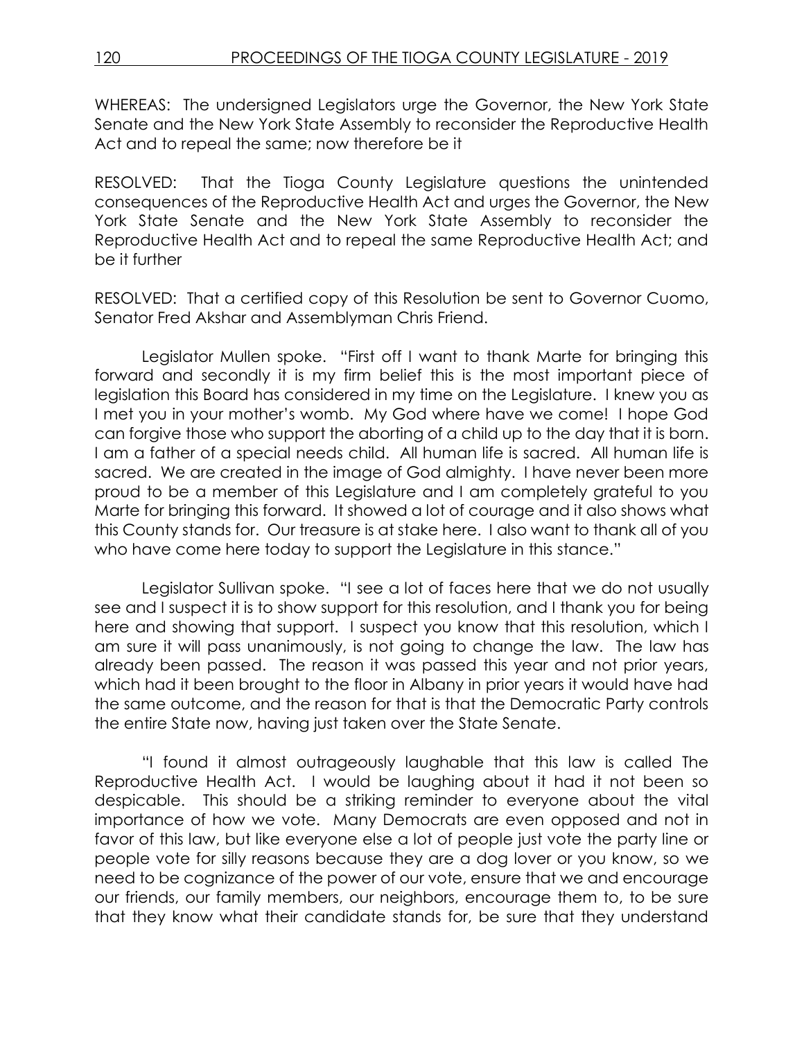WHEREAS: The undersigned Legislators urge the Governor, the New York State Senate and the New York State Assembly to reconsider the Reproductive Health Act and to repeal the same; now therefore be it

RESOLVED: That the Tioga County Legislature questions the unintended consequences of the Reproductive Health Act and urges the Governor, the New York State Senate and the New York State Assembly to reconsider the Reproductive Health Act and to repeal the same Reproductive Health Act; and be it further

RESOLVED: That a certified copy of this Resolution be sent to Governor Cuomo, Senator Fred Akshar and Assemblyman Chris Friend.

Legislator Mullen spoke. "First off I want to thank Marte for bringing this forward and secondly it is my firm belief this is the most important piece of legislation this Board has considered in my time on the Legislature. I knew you as I met you in your mother's womb. My God where have we come! I hope God can forgive those who support the aborting of a child up to the day that it is born. I am a father of a special needs child. All human life is sacred. All human life is sacred. We are created in the image of God almighty. I have never been more proud to be a member of this Legislature and I am completely grateful to you Marte for bringing this forward. It showed a lot of courage and it also shows what this County stands for. Our treasure is at stake here. I also want to thank all of you who have come here today to support the Legislature in this stance."

Legislator Sullivan spoke. "I see a lot of faces here that we do not usually see and I suspect it is to show support for this resolution, and I thank you for being here and showing that support. I suspect you know that this resolution, which I am sure it will pass unanimously, is not going to change the law. The law has already been passed. The reason it was passed this year and not prior years, which had it been brought to the floor in Albany in prior years it would have had the same outcome, and the reason for that is that the Democratic Party controls the entire State now, having just taken over the State Senate.

"I found it almost outrageously laughable that this law is called The Reproductive Health Act. I would be laughing about it had it not been so despicable. This should be a striking reminder to everyone about the vital importance of how we vote. Many Democrats are even opposed and not in favor of this law, but like everyone else a lot of people just vote the party line or people vote for silly reasons because they are a dog lover or you know, so we need to be cognizance of the power of our vote, ensure that we and encourage our friends, our family members, our neighbors, encourage them to, to be sure that they know what their candidate stands for, be sure that they understand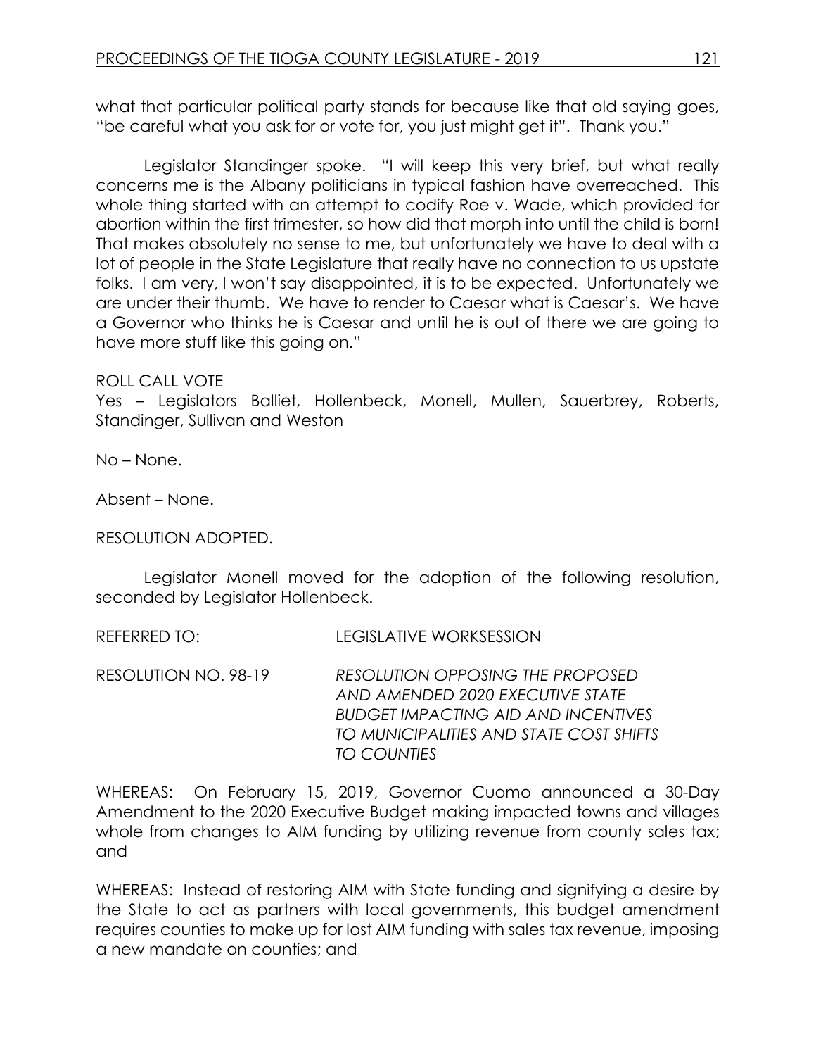what that particular political party stands for because like that old saying goes, "be careful what you ask for or vote for, you just might get it". Thank you."

Legislator Standinger spoke. "I will keep this very brief, but what really concerns me is the Albany politicians in typical fashion have overreached. This whole thing started with an attempt to codify Roe v. Wade, which provided for abortion within the first trimester, so how did that morph into until the child is born! That makes absolutely no sense to me, but unfortunately we have to deal with a lot of people in the State Legislature that really have no connection to us upstate folks. I am very, I won't say disappointed, it is to be expected. Unfortunately we are under their thumb. We have to render to Caesar what is Caesar's. We have a Governor who thinks he is Caesar and until he is out of there we are going to have more stuff like this going on."

ROLL CALL VOTE
Yes – Legislators Balliet, Hollenbeck, Monell, Mullen, Sauerbrey, Roberts, Standinger, Sullivan and Weston

No – None.

Absent – None.

RESOLUTION ADOPTED.

Legislator Monell moved for the adoption of the following resolution, seconded by Legislator Hollenbeck.

REFERRED TO: LEGISLATIVE WORKSESSION

RESOLUTION NO. 98-19 *RESOLUTION OPPOSING THE PROPOSED AND AMENDED 2020 EXECUTIVE STATE BUDGET IMPACTING AID AND INCENTIVES TO MUNICIPALITIES AND STATE COST SHIFTS TO COUNTIES*

WHEREAS: On February 15, 2019, Governor Cuomo announced a 30-Day Amendment to the 2020 Executive Budget making impacted towns and villages whole from changes to AIM funding by utilizing revenue from county sales tax; and

WHEREAS: Instead of restoring AIM with State funding and signifying a desire by the State to act as partners with local governments, this budget amendment requires counties to make up for lost AIM funding with sales tax revenue, imposing a new mandate on counties; and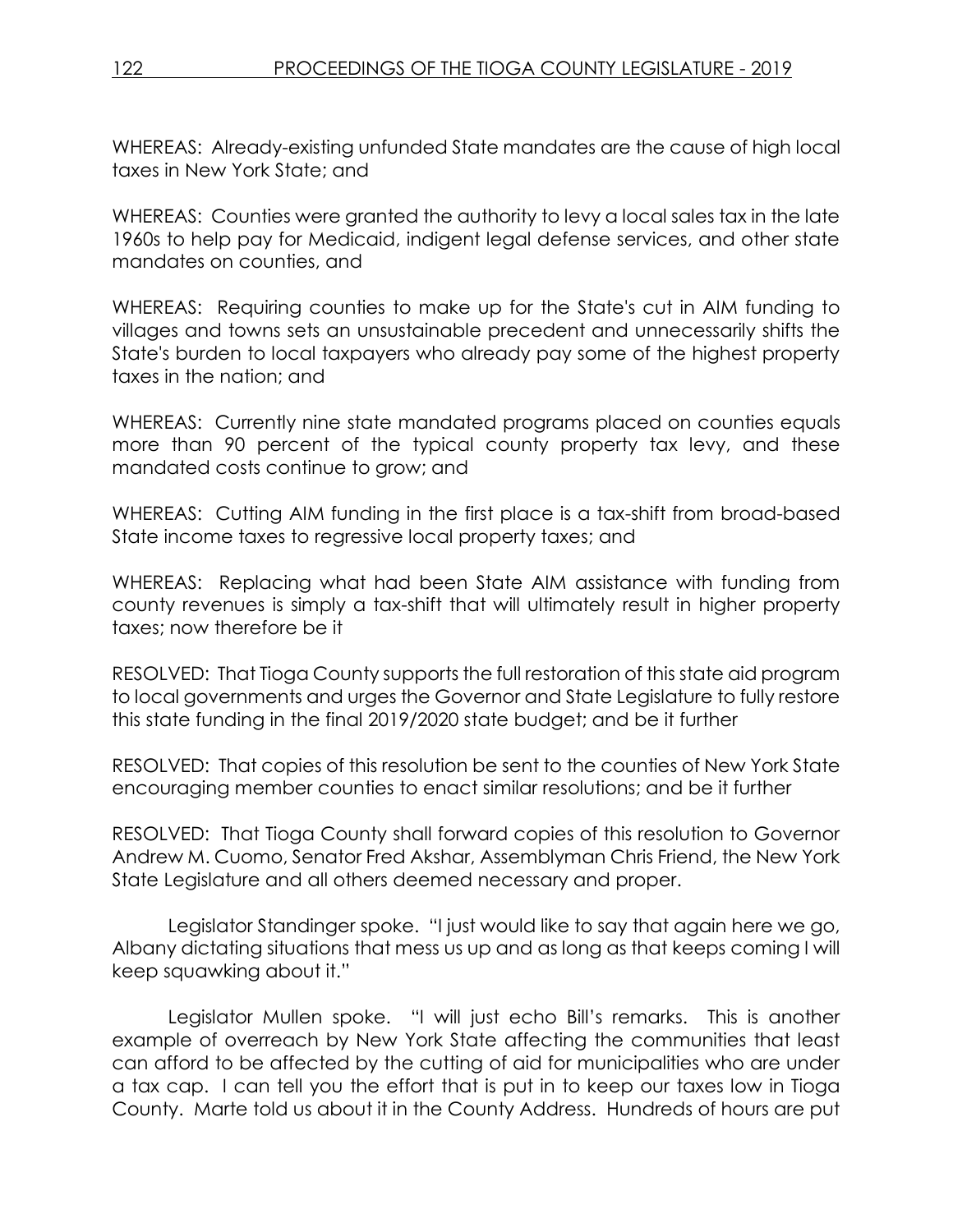WHEREAS: Already-existing unfunded State mandates are the cause of high local taxes in New York State; and

WHEREAS: Counties were granted the authority to levy a local sales tax in the late 1960s to help pay for Medicaid, indigent legal defense services, and other state mandates on counties, and

WHEREAS: Requiring counties to make up for the State's cut in AIM funding to villages and towns sets an unsustainable precedent and unnecessarily shifts the State's burden to local taxpayers who already pay some of the highest property taxes in the nation; and

WHEREAS: Currently nine state mandated programs placed on counties equals more than 90 percent of the typical county property tax levy, and these mandated costs continue to grow; and

WHEREAS: Cutting AIM funding in the first place is a tax-shift from broad-based State income taxes to regressive local property taxes; and

WHEREAS: Replacing what had been State AIM assistance with funding from county revenues is simply a tax-shift that will ultimately result in higher property taxes; now therefore be it

RESOLVED: That Tioga County supports the full restoration of this state aid program to local governments and urges the Governor and State Legislature to fully restore this state funding in the final 2019/2020 state budget; and be it further

RESOLVED: That copies of this resolution be sent to the counties of New York State encouraging member counties to enact similar resolutions; and be it further

RESOLVED: That Tioga County shall forward copies of this resolution to Governor Andrew M. Cuomo, Senator Fred Akshar, Assemblyman Chris Friend, the New York State Legislature and all others deemed necessary and proper.

Legislator Standinger spoke. "I just would like to say that again here we go, Albany dictating situations that mess us up and as long as that keeps coming I will keep squawking about it."

Legislator Mullen spoke. "I will just echo Bill's remarks. This is another example of overreach by New York State affecting the communities that least can afford to be affected by the cutting of aid for municipalities who are under a tax cap. I can tell you the effort that is put in to keep our taxes low in Tioga County. Marte told us about it in the County Address. Hundreds of hours are put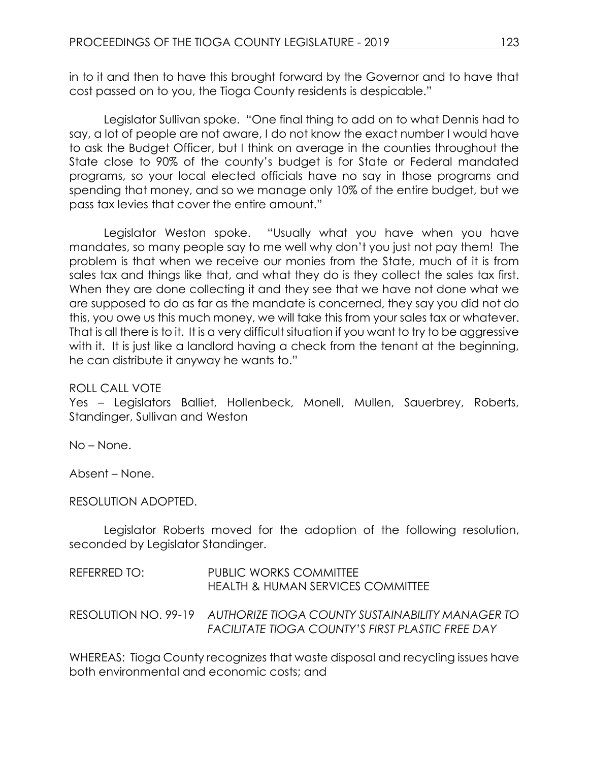in to it and then to have this brought forward by the Governor and to have that cost passed on to you, the Tioga County residents is despicable."

Legislator Sullivan spoke. "One final thing to add on to what Dennis had to say, a lot of people are not aware, I do not know the exact number I would have to ask the Budget Officer, but I think on average in the counties throughout the State close to 90% of the county's budget is for State or Federal mandated programs, so your local elected officials have no say in those programs and spending that money, and so we manage only 10% of the entire budget, but we pass tax levies that cover the entire amount."

Legislator Weston spoke. "Usually what you have when you have mandates, so many people say to me well why don't you just not pay them! The problem is that when we receive our monies from the State, much of it is from sales tax and things like that, and what they do is they collect the sales tax first. When they are done collecting it and they see that we have not done what we are supposed to do as far as the mandate is concerned, they say you did not do this, you owe us this much money, we will take this from your sales tax or whatever. That is all there is to it. It is a very difficult situation if you want to try to be aggressive with it. It is just like a landlord having a check from the tenant at the beginning, he can distribute it anyway he wants to."

ROLL CALL VOTE
Yes – Legislators Balliet, Hollenbeck, Monell, Mullen, Sauerbrey, Roberts, Standinger, Sullivan and Weston

No – None.

Absent – None.

RESOLUTION ADOPTED.

Legislator Roberts moved for the adoption of the following resolution, seconded by Legislator Standinger.

REFERRED TO: PUBLIC WORKS COMMITTEE
HEALTH & HUMAN SERVICES COMMITTEE

RESOLUTION NO. 99-19 *AUTHORIZE TIOGA COUNTY SUSTAINABILITY MANAGER TO FACILITATE TIOGA COUNTY'S FIRST PLASTIC FREE DAY*

WHEREAS: Tioga County recognizes that waste disposal and recycling issues have both environmental and economic costs; and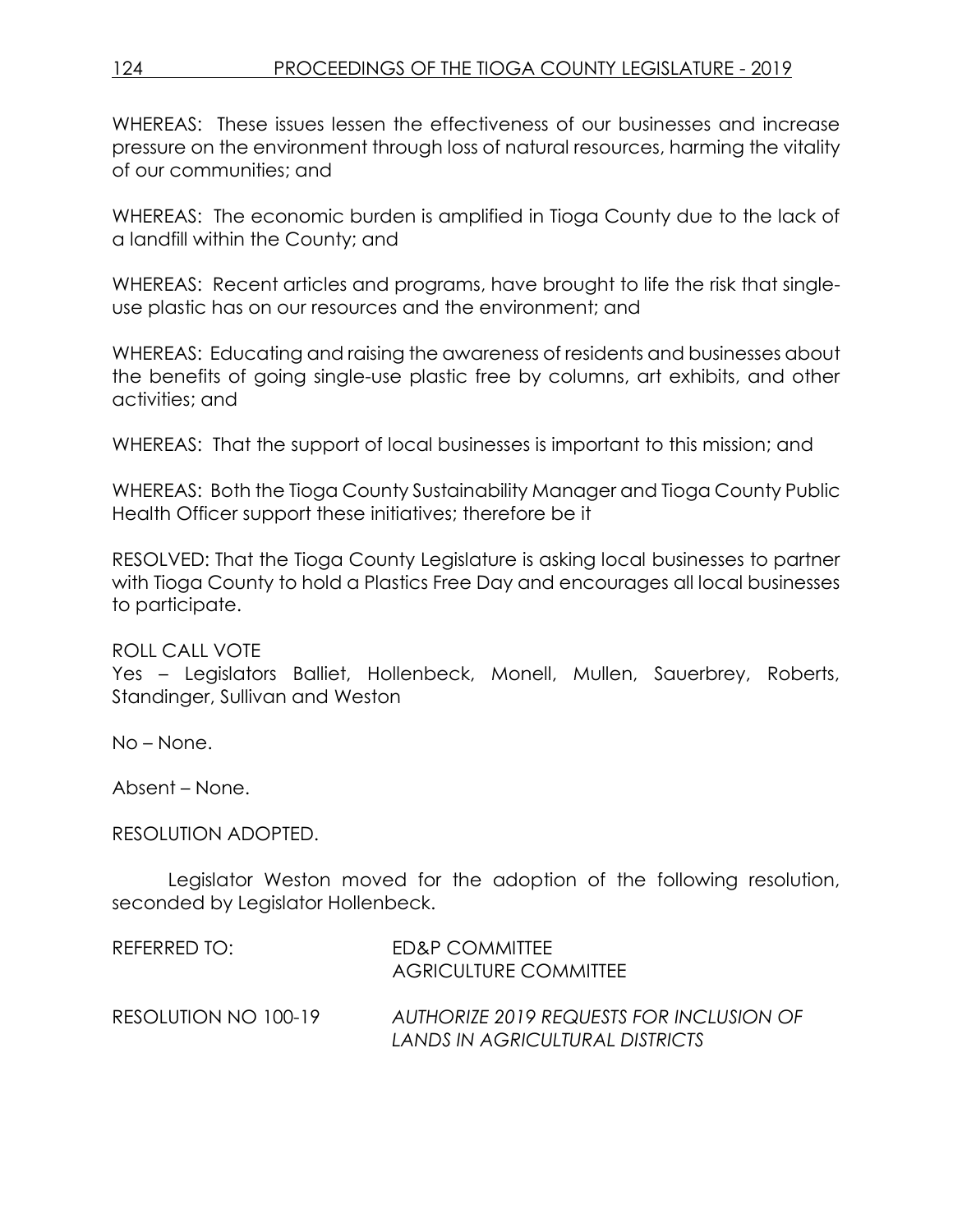WHEREAS: These issues lessen the effectiveness of our businesses and increase pressure on the environment through loss of natural resources, harming the vitality of our communities; and

WHEREAS: The economic burden is amplified in Tioga County due to the lack of a landfill within the County; and

WHEREAS: Recent articles and programs, have brought to life the risk that single-use plastic has on our resources and the environment; and

WHEREAS: Educating and raising the awareness of residents and businesses about the benefits of going single-use plastic free by columns, art exhibits, and other activities; and

WHEREAS: That the support of local businesses is important to this mission; and

WHEREAS: Both the Tioga County Sustainability Manager and Tioga County Public Health Officer support these initiatives; therefore be it

RESOLVED: That the Tioga County Legislature is asking local businesses to partner with Tioga County to hold a Plastics Free Day and encourages all local businesses to participate.

ROLL CALL VOTE
Yes – Legislators Balliet, Hollenbeck, Monell, Mullen, Sauerbrey, Roberts, Standinger, Sullivan and Weston

No – None.

Absent – None.

RESOLUTION ADOPTED.

Legislator Weston moved for the adoption of the following resolution, seconded by Legislator Hollenbeck.

REFERRED TO: ED&P COMMITTEE
AGRICULTURE COMMITTEE

RESOLUTION NO 100-19 *AUTHORIZE 2019 REQUESTS FOR INCLUSION OF LANDS IN AGRICULTURAL DISTRICTS*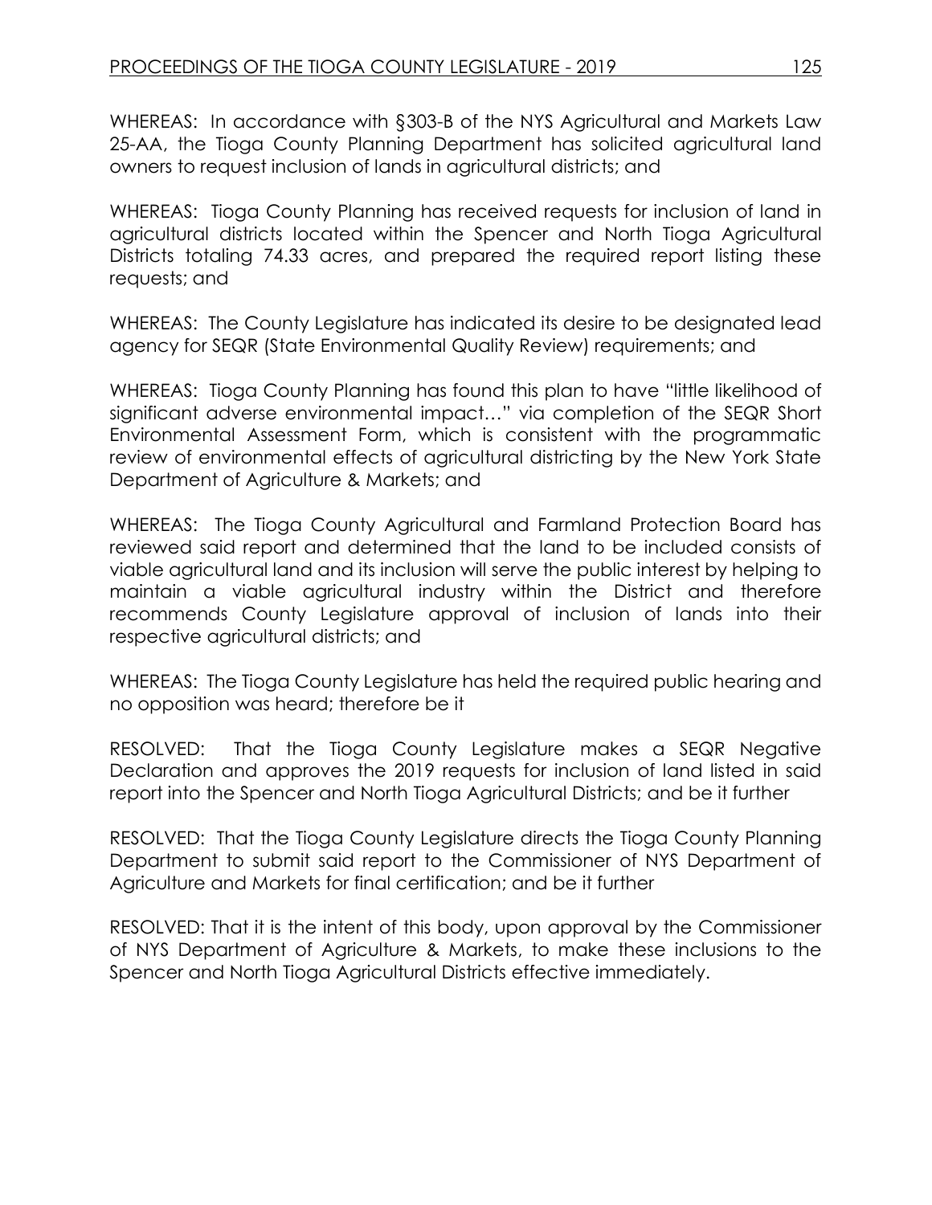WHEREAS: In accordance with §303-B of the NYS Agricultural and Markets Law 25-AA, the Tioga County Planning Department has solicited agricultural land owners to request inclusion of lands in agricultural districts; and

WHEREAS: Tioga County Planning has received requests for inclusion of land in agricultural districts located within the Spencer and North Tioga Agricultural Districts totaling 74.33 acres, and prepared the required report listing these requests; and

WHEREAS: The County Legislature has indicated its desire to be designated lead agency for SEQR (State Environmental Quality Review) requirements; and

WHEREAS: Tioga County Planning has found this plan to have "little likelihood of significant adverse environmental impact…" via completion of the SEQR Short Environmental Assessment Form, which is consistent with the programmatic review of environmental effects of agricultural districting by the New York State Department of Agriculture & Markets; and

WHEREAS: The Tioga County Agricultural and Farmland Protection Board has reviewed said report and determined that the land to be included consists of viable agricultural land and its inclusion will serve the public interest by helping to maintain a viable agricultural industry within the District and therefore recommends County Legislature approval of inclusion of lands into their respective agricultural districts; and

WHEREAS: The Tioga County Legislature has held the required public hearing and no opposition was heard; therefore be it

RESOLVED: That the Tioga County Legislature makes a SEQR Negative Declaration and approves the 2019 requests for inclusion of land listed in said report into the Spencer and North Tioga Agricultural Districts; and be it further

RESOLVED: That the Tioga County Legislature directs the Tioga County Planning Department to submit said report to the Commissioner of NYS Department of Agriculture and Markets for final certification; and be it further

RESOLVED: That it is the intent of this body, upon approval by the Commissioner of NYS Department of Agriculture & Markets, to make these inclusions to the Spencer and North Tioga Agricultural Districts effective immediately.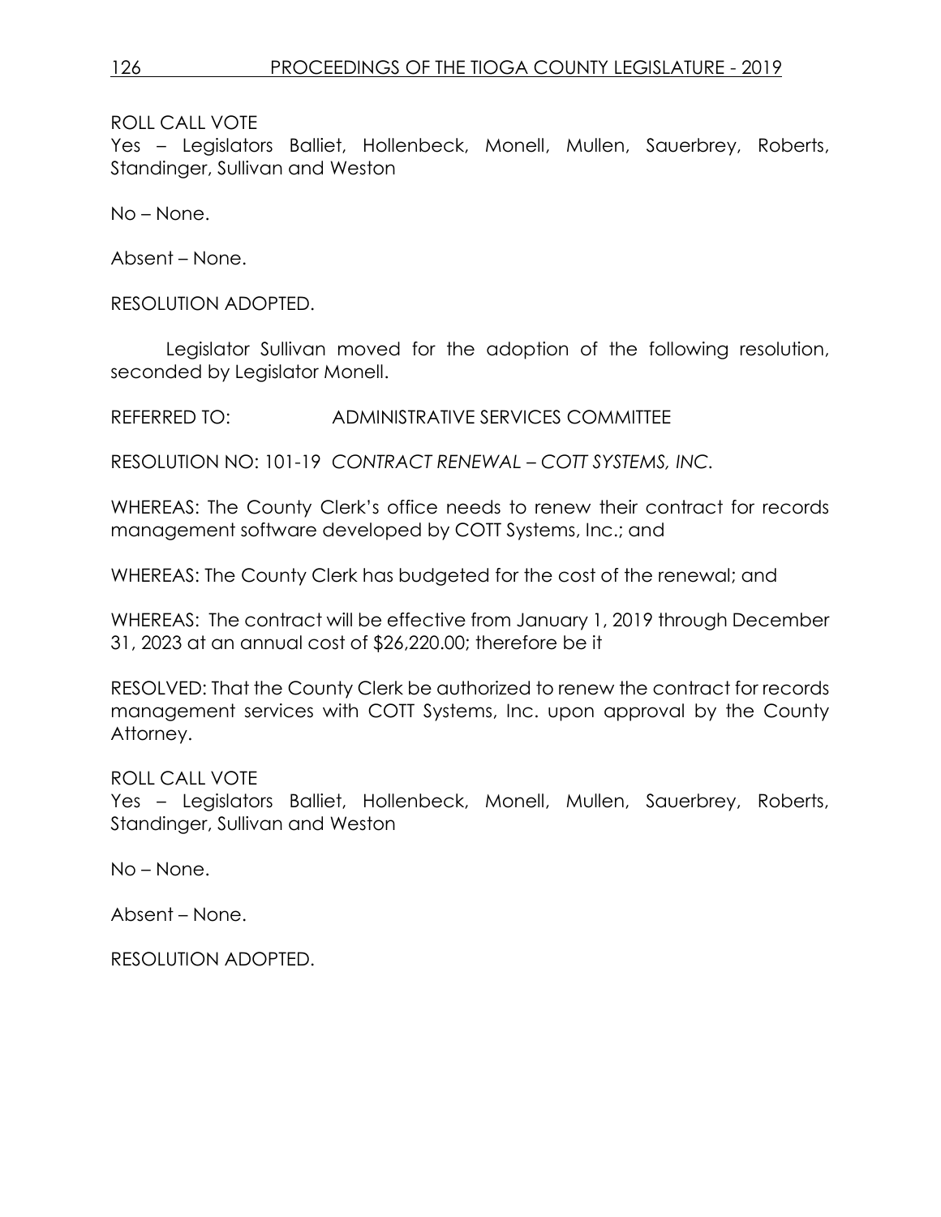ROLL CALL VOTE
Yes – Legislators Balliet, Hollenbeck, Monell, Mullen, Sauerbrey, Roberts, Standinger, Sullivan and Weston

No – None.

Absent – None.

RESOLUTION ADOPTED.

Legislator Sullivan moved for the adoption of the following resolution, seconded by Legislator Monell.

REFERRED TO: ADMINISTRATIVE SERVICES COMMITTEE

RESOLUTION NO: 101-19 *CONTRACT RENEWAL – COTT SYSTEMS, INC.*

WHEREAS: The County Clerk's office needs to renew their contract for records management software developed by COTT Systems, Inc.; and

WHEREAS: The County Clerk has budgeted for the cost of the renewal; and

WHEREAS: The contract will be effective from January 1, 2019 through December 31, 2023 at an annual cost of $26,220.00; therefore be it

RESOLVED: That the County Clerk be authorized to renew the contract for records management services with COTT Systems, Inc. upon approval by the County Attorney.

ROLL CALL VOTE
Yes – Legislators Balliet, Hollenbeck, Monell, Mullen, Sauerbrey, Roberts, Standinger, Sullivan and Weston

No – None.

Absent – None.

RESOLUTION ADOPTED.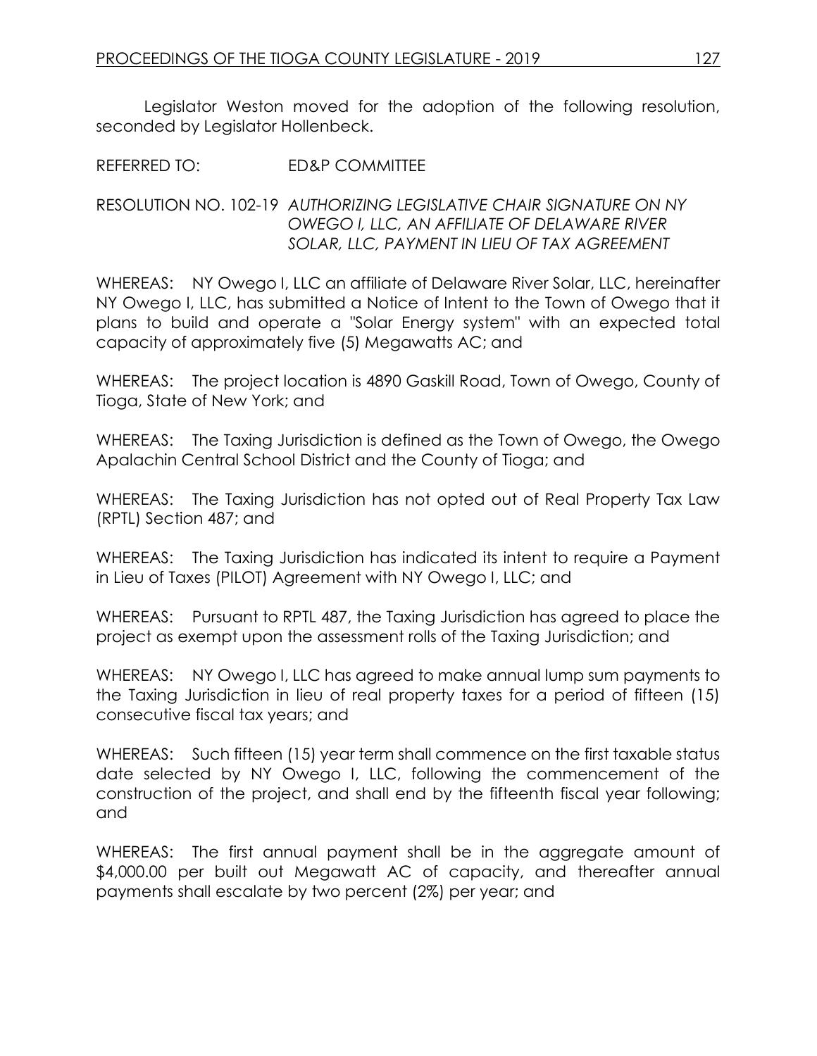Legislator Weston moved for the adoption of the following resolution, seconded by Legislator Hollenbeck.

REFERRED TO: ED&P COMMITTEE

RESOLUTION NO. 102-19 *AUTHORIZING LEGISLATIVE CHAIR SIGNATURE ON NY OWEGO I, LLC, AN AFFILIATE OF DELAWARE RIVER SOLAR, LLC, PAYMENT IN LIEU OF TAX AGREEMENT*

WHEREAS: NY Owego I, LLC an affiliate of Delaware River Solar, LLC, hereinafter NY Owego I, LLC, has submitted a Notice of Intent to the Town of Owego that it plans to build and operate a "Solar Energy system" with an expected total capacity of approximately five (5) Megawatts AC; and

WHEREAS: The project location is 4890 Gaskill Road, Town of Owego, County of Tioga, State of New York; and

WHEREAS: The Taxing Jurisdiction is defined as the Town of Owego, the Owego Apalachin Central School District and the County of Tioga; and

WHEREAS: The Taxing Jurisdiction has not opted out of Real Property Tax Law (RPTL) Section 487; and

WHEREAS: The Taxing Jurisdiction has indicated its intent to require a Payment in Lieu of Taxes (PILOT) Agreement with NY Owego I, LLC; and

WHEREAS: Pursuant to RPTL 487, the Taxing Jurisdiction has agreed to place the project as exempt upon the assessment rolls of the Taxing Jurisdiction; and

WHEREAS: NY Owego I, LLC has agreed to make annual lump sum payments to the Taxing Jurisdiction in lieu of real property taxes for a period of fifteen (15) consecutive fiscal tax years; and

WHEREAS: Such fifteen (15) year term shall commence on the first taxable status date selected by NY Owego I, LLC, following the commencement of the construction of the project, and shall end by the fifteenth fiscal year following; and

WHEREAS: The first annual payment shall be in the aggregate amount of $4,000.00 per built out Megawatt AC of capacity, and thereafter annual payments shall escalate by two percent (2%) per year; and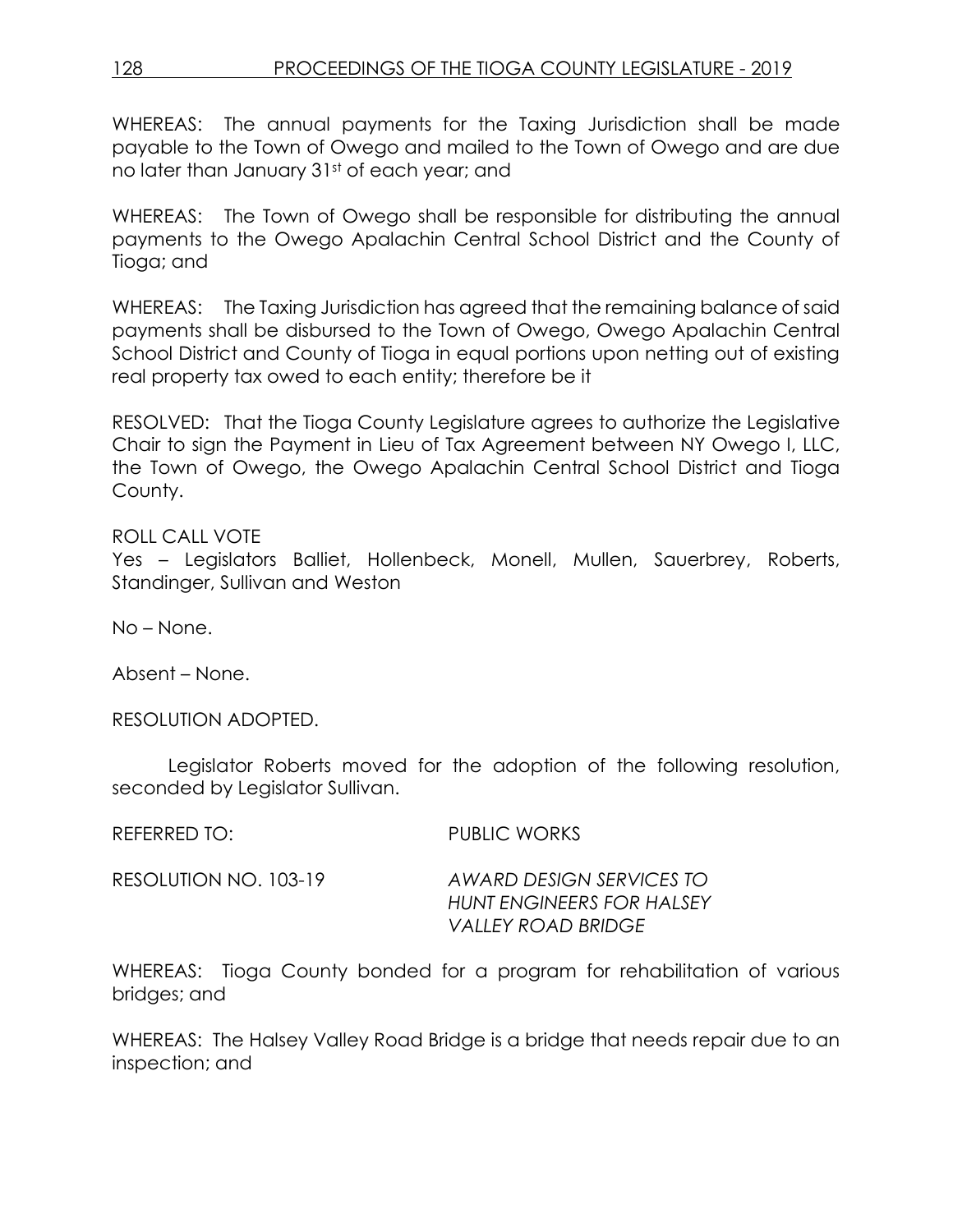WHEREAS: The annual payments for the Taxing Jurisdiction shall be made payable to the Town of Owego and mailed to the Town of Owego and are due no later than January 31st of each year; and

WHEREAS: The Town of Owego shall be responsible for distributing the annual payments to the Owego Apalachin Central School District and the County of Tioga; and

WHEREAS: The Taxing Jurisdiction has agreed that the remaining balance of said payments shall be disbursed to the Town of Owego, Owego Apalachin Central School District and County of Tioga in equal portions upon netting out of existing real property tax owed to each entity; therefore be it

RESOLVED: That the Tioga County Legislature agrees to authorize the Legislative Chair to sign the Payment in Lieu of Tax Agreement between NY Owego I, LLC, the Town of Owego, the Owego Apalachin Central School District and Tioga County.

ROLL CALL VOTE
Yes – Legislators Balliet, Hollenbeck, Monell, Mullen, Sauerbrey, Roberts, Standinger, Sullivan and Weston

No – None.

Absent – None.

RESOLUTION ADOPTED.

Legislator Roberts moved for the adoption of the following resolution, seconded by Legislator Sullivan.

REFERRED TO: PUBLIC WORKS

RESOLUTION NO. 103-19 *AWARD DESIGN SERVICES TO HUNT ENGINEERS FOR HALSEY VALLEY ROAD BRIDGE*

WHEREAS: Tioga County bonded for a program for rehabilitation of various bridges; and

WHEREAS: The Halsey Valley Road Bridge is a bridge that needs repair due to an inspection; and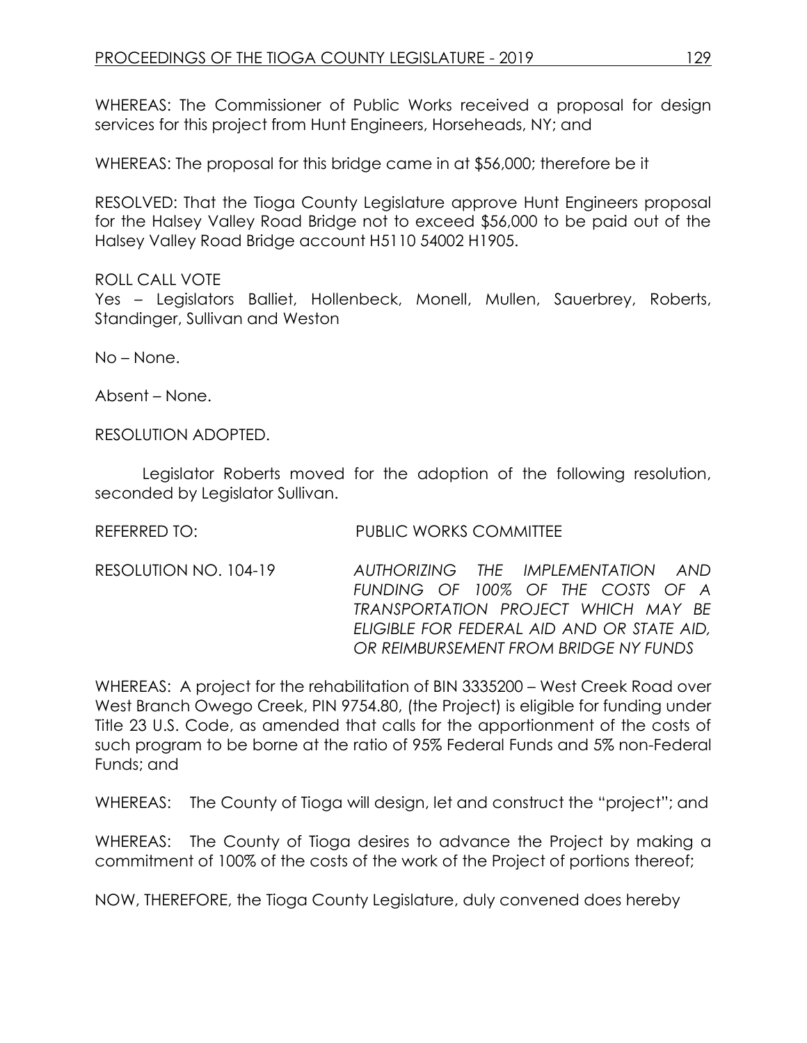WHEREAS: The Commissioner of Public Works received a proposal for design services for this project from Hunt Engineers, Horseheads, NY; and

WHEREAS: The proposal for this bridge came in at $56,000; therefore be it

RESOLVED: That the Tioga County Legislature approve Hunt Engineers proposal for the Halsey Valley Road Bridge not to exceed $56,000 to be paid out of the Halsey Valley Road Bridge account H5110 54002 H1905.

ROLL CALL VOTE
Yes – Legislators Balliet, Hollenbeck, Monell, Mullen, Sauerbrey, Roberts, Standinger, Sullivan and Weston

No – None.

Absent – None.

RESOLUTION ADOPTED.

Legislator Roberts moved for the adoption of the following resolution, seconded by Legislator Sullivan.

REFERRED TO: PUBLIC WORKS COMMITTEE

RESOLUTION NO. 104-19 *AUTHORIZING THE IMPLEMENTATION AND FUNDING OF 100% OF THE COSTS OF A TRANSPORTATION PROJECT WHICH MAY BE ELIGIBLE FOR FEDERAL AID AND OR STATE AID, OR REIMBURSEMENT FROM BRIDGE NY FUNDS*

WHEREAS: A project for the rehabilitation of BIN 3335200 – West Creek Road over West Branch Owego Creek, PIN 9754.80, (the Project) is eligible for funding under Title 23 U.S. Code, as amended that calls for the apportionment of the costs of such program to be borne at the ratio of 95% Federal Funds and 5% non-Federal Funds; and

WHEREAS: The County of Tioga will design, let and construct the "project"; and

WHEREAS: The County of Tioga desires to advance the Project by making a commitment of 100% of the costs of the work of the Project of portions thereof;

NOW, THEREFORE, the Tioga County Legislature, duly convened does hereby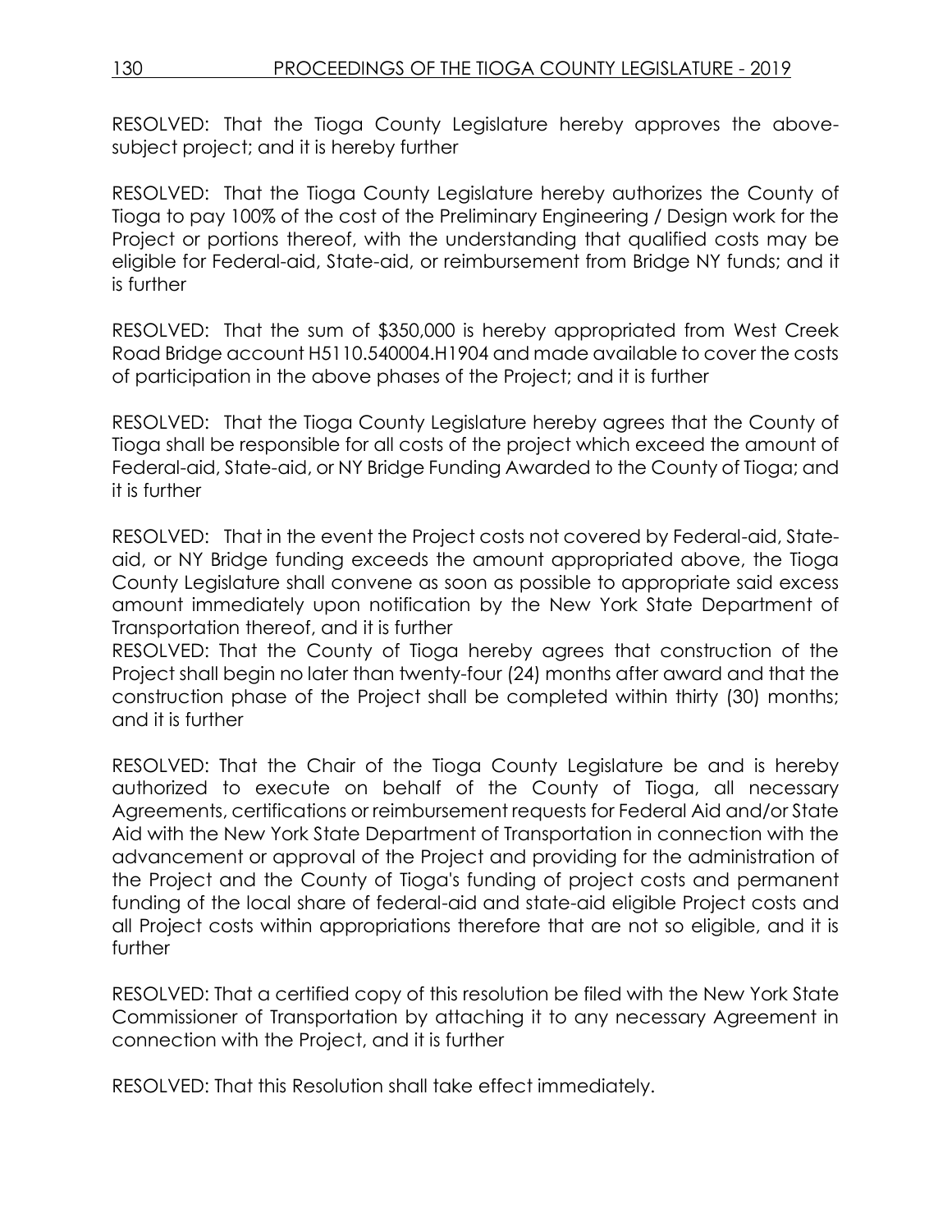RESOLVED: That the Tioga County Legislature hereby approves the above-subject project; and it is hereby further

RESOLVED: That the Tioga County Legislature hereby authorizes the County of Tioga to pay 100% of the cost of the Preliminary Engineering / Design work for the Project or portions thereof, with the understanding that qualified costs may be eligible for Federal-aid, State-aid, or reimbursement from Bridge NY funds; and it is further

RESOLVED: That the sum of $350,000 is hereby appropriated from West Creek Road Bridge account H5110.540004.H1904 and made available to cover the costs of participation in the above phases of the Project; and it is further

RESOLVED: That the Tioga County Legislature hereby agrees that the County of Tioga shall be responsible for all costs of the project which exceed the amount of Federal-aid, State-aid, or NY Bridge Funding Awarded to the County of Tioga; and it is further

RESOLVED: That in the event the Project costs not covered by Federal-aid, State-aid, or NY Bridge funding exceeds the amount appropriated above, the Tioga County Legislature shall convene as soon as possible to appropriate said excess amount immediately upon notification by the New York State Department of Transportation thereof, and it is further

RESOLVED: That the County of Tioga hereby agrees that construction of the Project shall begin no later than twenty-four (24) months after award and that the construction phase of the Project shall be completed within thirty (30) months; and it is further

RESOLVED: That the Chair of the Tioga County Legislature be and is hereby authorized to execute on behalf of the County of Tioga, all necessary Agreements, certifications or reimbursement requests for Federal Aid and/or State Aid with the New York State Department of Transportation in connection with the advancement or approval of the Project and providing for the administration of the Project and the County of Tioga's funding of project costs and permanent funding of the local share of federal-aid and state-aid eligible Project costs and all Project costs within appropriations therefore that are not so eligible, and it is further

RESOLVED: That a certified copy of this resolution be filed with the New York State Commissioner of Transportation by attaching it to any necessary Agreement in connection with the Project, and it is further

RESOLVED: That this Resolution shall take effect immediately.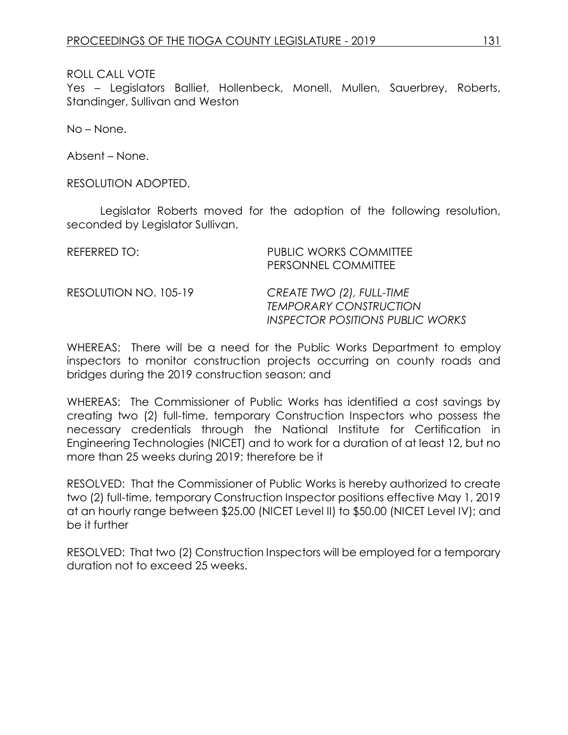ROLL CALL VOTE
Yes – Legislators Balliet, Hollenbeck, Monell, Mullen, Sauerbrey, Roberts, Standinger, Sullivan and Weston

No – None.

Absent – None.

RESOLUTION ADOPTED.

Legislator Roberts moved for the adoption of the following resolution, seconded by Legislator Sullivan.

REFERRED TO: PUBLIC WORKS COMMITTEE
PERSONNEL COMMITTEE

RESOLUTION NO. 105-19 *CREATE TWO (2), FULL-TIME TEMPORARY CONSTRUCTION INSPECTOR POSITIONS PUBLIC WORKS*

WHEREAS: There will be a need for the Public Works Department to employ inspectors to monitor construction projects occurring on county roads and bridges during the 2019 construction season; and

WHEREAS: The Commissioner of Public Works has identified a cost savings by creating two (2) full-time, temporary Construction Inspectors who possess the necessary credentials through the National Institute for Certification in Engineering Technologies (NICET) and to work for a duration of at least 12, but no more than 25 weeks during 2019; therefore be it

RESOLVED: That the Commissioner of Public Works is hereby authorized to create two (2) full-time, temporary Construction Inspector positions effective May 1, 2019 at an hourly range between $25.00 (NICET Level II) to $50.00 (NICET Level IV); and be it further

RESOLVED: That two (2) Construction Inspectors will be employed for a temporary duration not to exceed 25 weeks.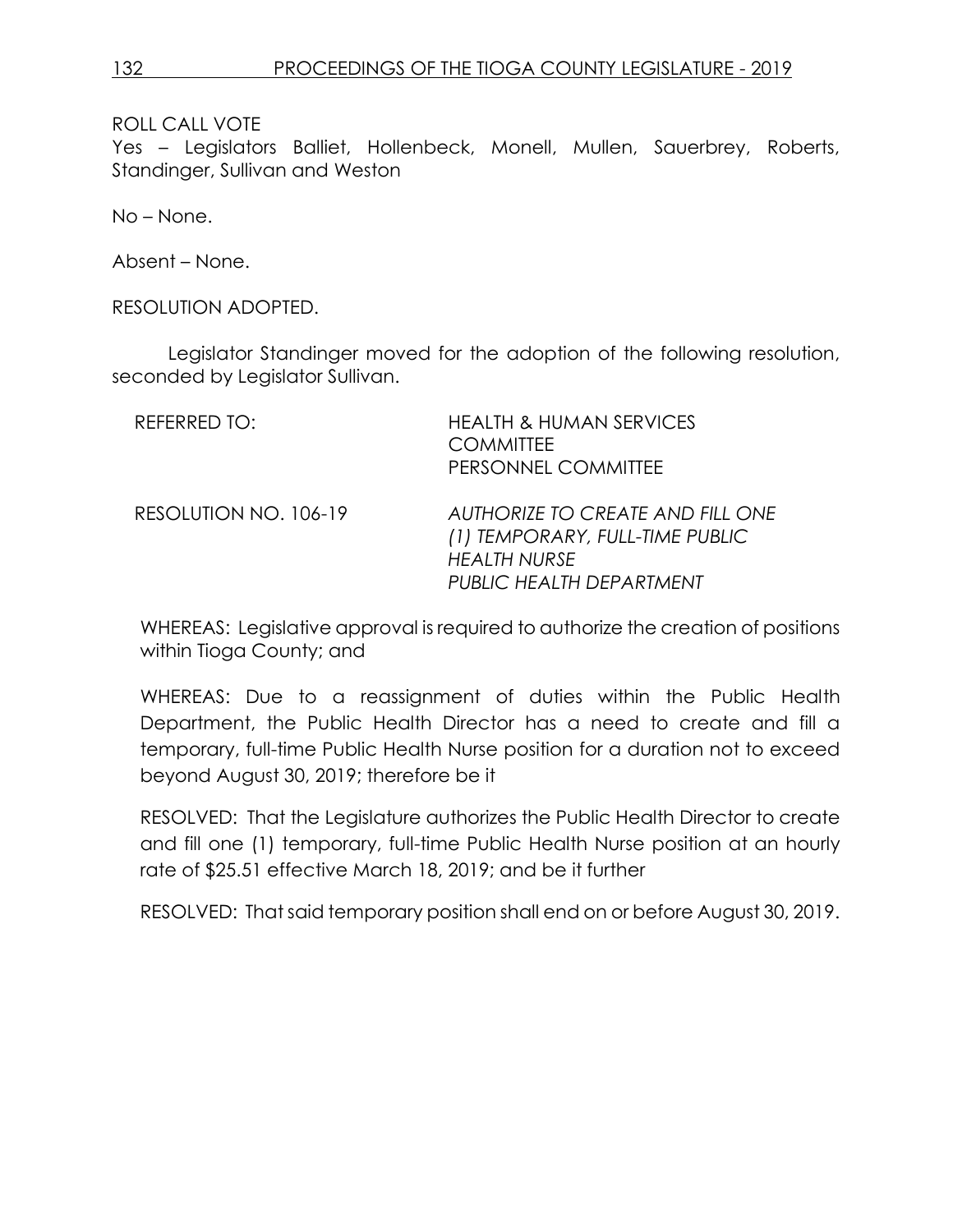ROLL CALL VOTE
Yes – Legislators Balliet, Hollenbeck, Monell, Mullen, Sauerbrey, Roberts, Standinger, Sullivan and Weston

No – None.

Absent – None.

RESOLUTION ADOPTED.

Legislator Standinger moved for the adoption of the following resolution, seconded by Legislator Sullivan.

REFERRED TO: HEALTH & HUMAN SERVICES COMMITTEE
PERSONNEL COMMITTEE

RESOLUTION NO. 106-19 *AUTHORIZE TO CREATE AND FILL ONE (1) TEMPORARY, FULL-TIME PUBLIC HEALTH NURSE*
*PUBLIC HEALTH DEPARTMENT*

WHEREAS: Legislative approval is required to authorize the creation of positions within Tioga County; and

WHEREAS: Due to a reassignment of duties within the Public Health Department, the Public Health Director has a need to create and fill a temporary, full-time Public Health Nurse position for a duration not to exceed beyond August 30, 2019; therefore be it

RESOLVED: That the Legislature authorizes the Public Health Director to create and fill one (1) temporary, full-time Public Health Nurse position at an hourly rate of $25.51 effective March 18, 2019; and be it further

RESOLVED: That said temporary position shall end on or before August 30, 2019.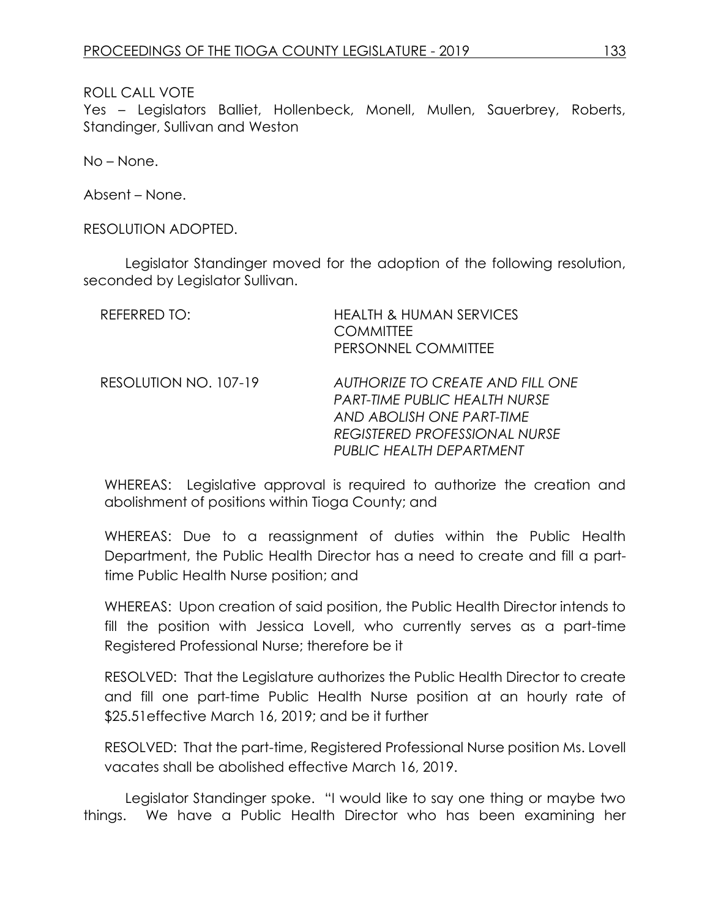ROLL CALL VOTE

Yes – Legislators Balliet, Hollenbeck, Monell, Mullen, Sauerbrey, Roberts, Standinger, Sullivan and Weston

No – None.

Absent – None.

RESOLUTION ADOPTED.

Legislator Standinger moved for the adoption of the following resolution, seconded by Legislator Sullivan.

REFERRED TO: HEALTH & HUMAN SERVICES COMMITTEE
PERSONNEL COMMITTEE

RESOLUTION NO. 107-19 *AUTHORIZE TO CREATE AND FILL ONE PART-TIME PUBLIC HEALTH NURSE AND ABOLISH ONE PART-TIME REGISTERED PROFESSIONAL NURSE PUBLIC HEALTH DEPARTMENT*

WHEREAS: Legislative approval is required to authorize the creation and abolishment of positions within Tioga County; and

WHEREAS: Due to a reassignment of duties within the Public Health Department, the Public Health Director has a need to create and fill a part-time Public Health Nurse position; and

WHEREAS: Upon creation of said position, the Public Health Director intends to fill the position with Jessica Lovell, who currently serves as a part-time Registered Professional Nurse; therefore be it

RESOLVED: That the Legislature authorizes the Public Health Director to create and fill one part-time Public Health Nurse position at an hourly rate of \$25.51effective March 16, 2019; and be it further

RESOLVED: That the part-time, Registered Professional Nurse position Ms. Lovell vacates shall be abolished effective March 16, 2019.

Legislator Standinger spoke. "I would like to say one thing or maybe two things. We have a Public Health Director who has been examining her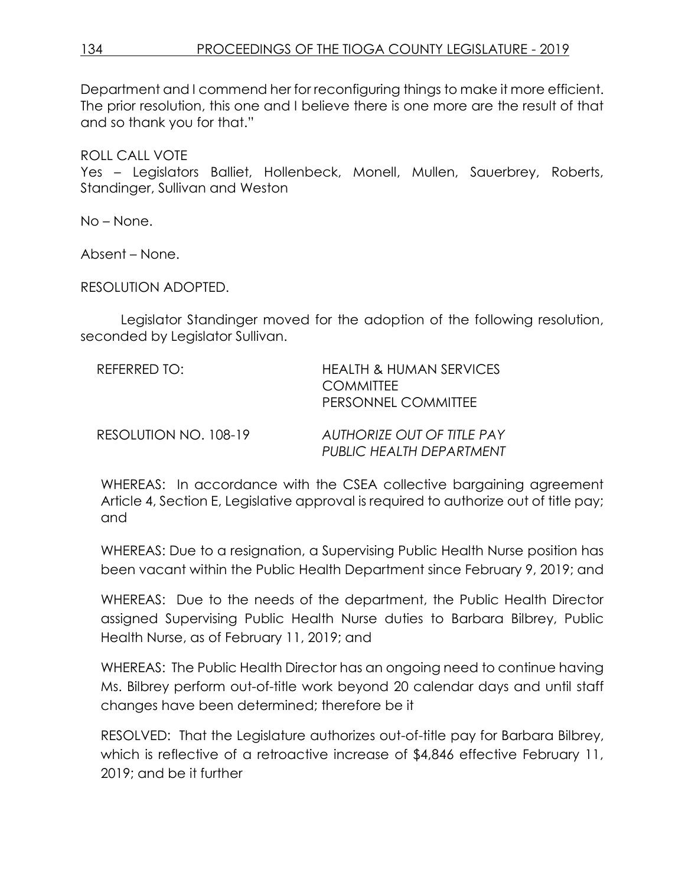Department and I commend her for reconfiguring things to make it more efficient. The prior resolution, this one and I believe there is one more are the result of that and so thank you for that."

ROLL CALL VOTE
Yes – Legislators Balliet, Hollenbeck, Monell, Mullen, Sauerbrey, Roberts, Standinger, Sullivan and Weston

No – None.

Absent – None.

RESOLUTION ADOPTED.

Legislator Standinger moved for the adoption of the following resolution, seconded by Legislator Sullivan.

| | |
|---|---|
| REFERRED TO: | HEALTH & HUMAN SERVICES COMMITTEE<br>PERSONNEL COMMITTEE |
| RESOLUTION NO. 108-19 | *AUTHORIZE OUT OF TITLE PAY PUBLIC HEALTH DEPARTMENT* |

WHEREAS: In accordance with the CSEA collective bargaining agreement Article 4, Section E, Legislative approval is required to authorize out of title pay; and

WHEREAS: Due to a resignation, a Supervising Public Health Nurse position has been vacant within the Public Health Department since February 9, 2019; and

WHEREAS: Due to the needs of the department, the Public Health Director assigned Supervising Public Health Nurse duties to Barbara Bilbrey, Public Health Nurse, as of February 11, 2019; and

WHEREAS: The Public Health Director has an ongoing need to continue having Ms. Bilbrey perform out-of-title work beyond 20 calendar days and until staff changes have been determined; therefore be it

RESOLVED: That the Legislature authorizes out-of-title pay for Barbara Bilbrey, which is reflective of a retroactive increase of $4,846 effective February 11, 2019; and be it further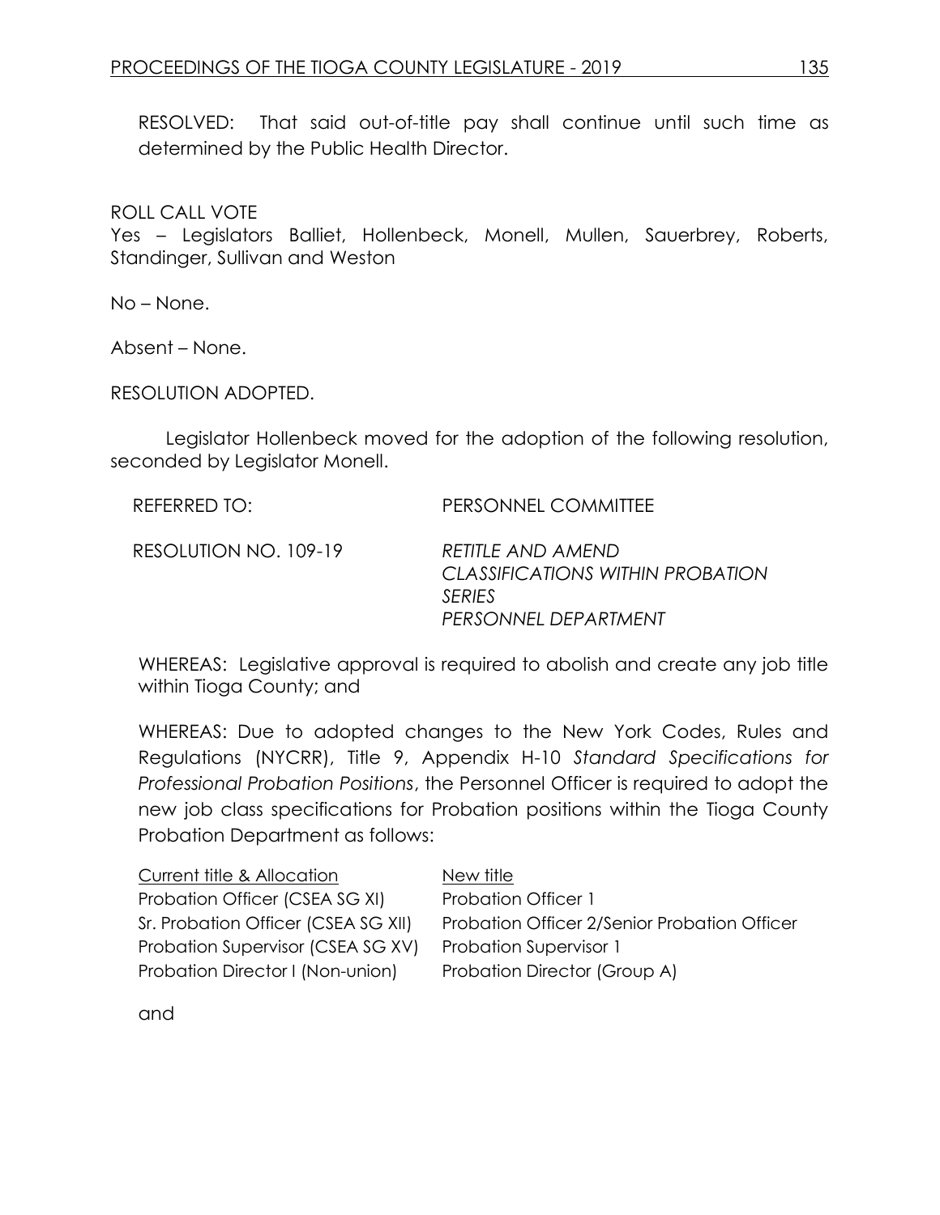RESOLVED: That said out-of-title pay shall continue until such time as determined by the Public Health Director.

ROLL CALL VOTE
Yes – Legislators Balliet, Hollenbeck, Monell, Mullen, Sauerbrey, Roberts, Standinger, Sullivan and Weston

No – None.

Absent – None.

RESOLUTION ADOPTED.

Legislator Hollenbeck moved for the adoption of the following resolution, seconded by Legislator Monell.

REFERRED TO: PERSONNEL COMMITTEE

RESOLUTION NO. 109-19 *RETITLE AND AMEND CLASSIFICATIONS WITHIN PROBATION SERIES PERSONNEL DEPARTMENT*

WHEREAS: Legislative approval is required to abolish and create any job title within Tioga County; and

WHEREAS: Due to adopted changes to the New York Codes, Rules and Regulations (NYCRR), Title 9, Appendix H-10 *Standard Specifications for Professional Probation Positions*, the Personnel Officer is required to adopt the new job class specifications for Probation positions within the Tioga County Probation Department as follows:

| Current title & Allocation | New title |
|---|---|
| Probation Officer (CSEA SG XI) | Probation Officer 1 |
| Sr. Probation Officer (CSEA SG XII) | Probation Officer 2/Senior Probation Officer |
| Probation Supervisor (CSEA SG XV) | Probation Supervisor 1 |
| Probation Director I (Non-union) | Probation Director (Group A) |

and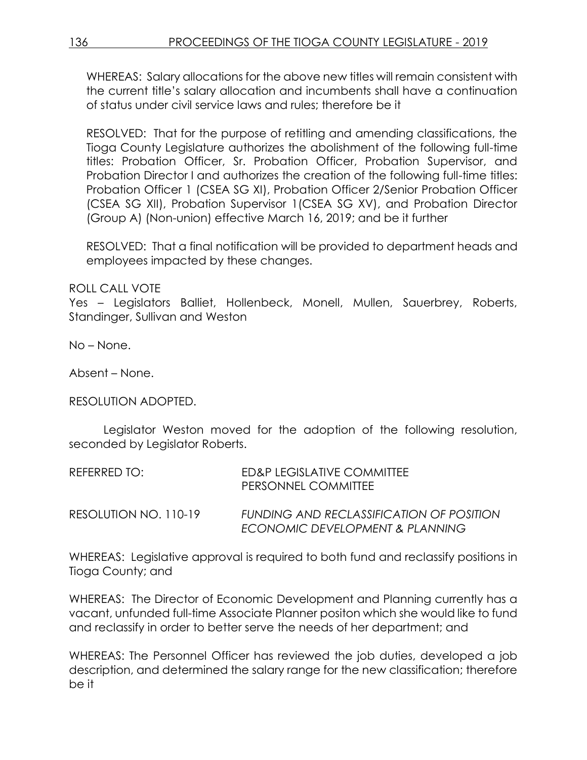WHEREAS: Salary allocations for the above new titles will remain consistent with the current title's salary allocation and incumbents shall have a continuation of status under civil service laws and rules; therefore be it

RESOLVED: That for the purpose of retitling and amending classifications, the Tioga County Legislature authorizes the abolishment of the following full-time titles: Probation Officer, Sr. Probation Officer, Probation Supervisor, and Probation Director I and authorizes the creation of the following full-time titles: Probation Officer 1 (CSEA SG XI), Probation Officer 2/Senior Probation Officer (CSEA SG XII), Probation Supervisor 1(CSEA SG XV), and Probation Director (Group A) (Non-union) effective March 16, 2019; and be it further

RESOLVED: That a final notification will be provided to department heads and employees impacted by these changes.

ROLL CALL VOTE
Yes – Legislators Balliet, Hollenbeck, Monell, Mullen, Sauerbrey, Roberts, Standinger, Sullivan and Weston

No – None.

Absent – None.

RESOLUTION ADOPTED.

Legislator Weston moved for the adoption of the following resolution, seconded by Legislator Roberts.

REFERRED TO: ED&P LEGISLATIVE COMMITTEE
PERSONNEL COMMITTEE

RESOLUTION NO. 110-19 *FUNDING AND RECLASSIFICATION OF POSITION ECONOMIC DEVELOPMENT & PLANNING*

WHEREAS: Legislative approval is required to both fund and reclassify positions in Tioga County; and

WHEREAS: The Director of Economic Development and Planning currently has a vacant, unfunded full-time Associate Planner positon which she would like to fund and reclassify in order to better serve the needs of her department; and

WHEREAS: The Personnel Officer has reviewed the job duties, developed a job description, and determined the salary range for the new classification; therefore be it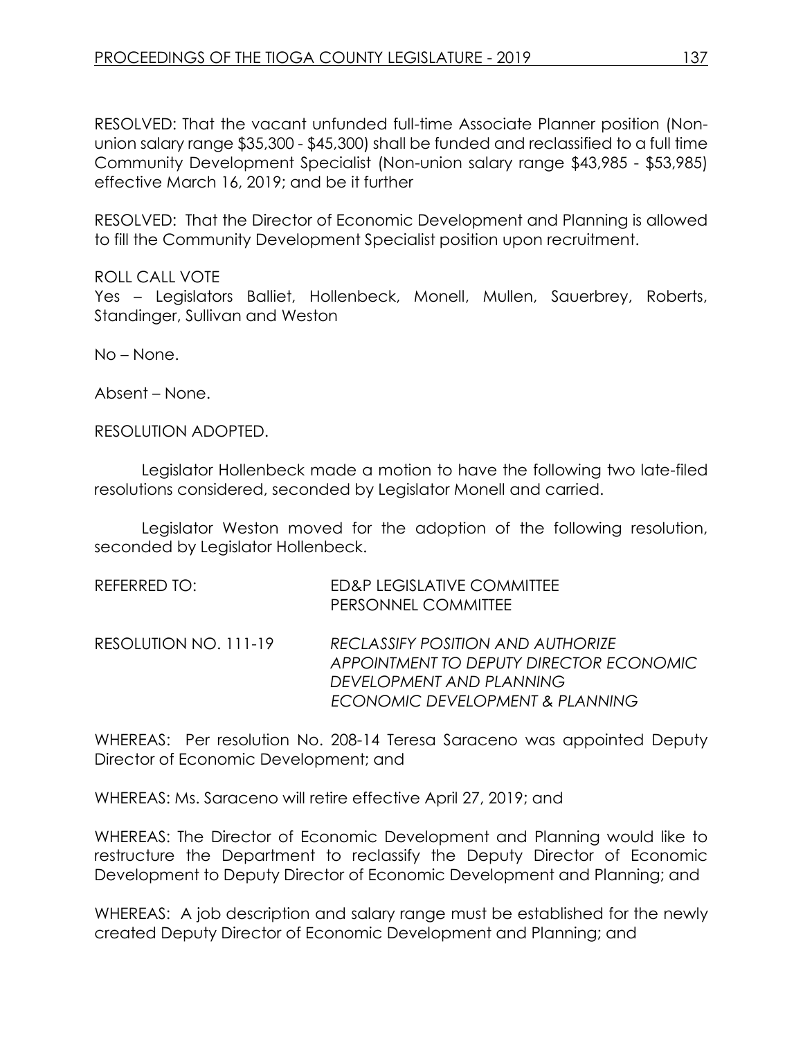RESOLVED: That the vacant unfunded full-time Associate Planner position (Non-union salary range $35,300 - $45,300) shall be funded and reclassified to a full time Community Development Specialist (Non-union salary range $43,985 - $53,985) effective March 16, 2019; and be it further

RESOLVED: That the Director of Economic Development and Planning is allowed to fill the Community Development Specialist position upon recruitment.

ROLL CALL VOTE
Yes – Legislators Balliet, Hollenbeck, Monell, Mullen, Sauerbrey, Roberts, Standinger, Sullivan and Weston

No – None.

Absent – None.

RESOLUTION ADOPTED.

Legislator Hollenbeck made a motion to have the following two late-filed resolutions considered, seconded by Legislator Monell and carried.

Legislator Weston moved for the adoption of the following resolution, seconded by Legislator Hollenbeck.

REFERRED TO: ED&P LEGISLATIVE COMMITTEE
PERSONNEL COMMITTEE

RESOLUTION NO. 111-19 *RECLASSIFY POSITION AND AUTHORIZE APPOINTMENT TO DEPUTY DIRECTOR ECONOMIC DEVELOPMENT AND PLANNING ECONOMIC DEVELOPMENT & PLANNING*

WHEREAS: Per resolution No. 208-14 Teresa Saraceno was appointed Deputy Director of Economic Development; and

WHEREAS: Ms. Saraceno will retire effective April 27, 2019; and

WHEREAS: The Director of Economic Development and Planning would like to restructure the Department to reclassify the Deputy Director of Economic Development to Deputy Director of Economic Development and Planning; and

WHEREAS: A job description and salary range must be established for the newly created Deputy Director of Economic Development and Planning; and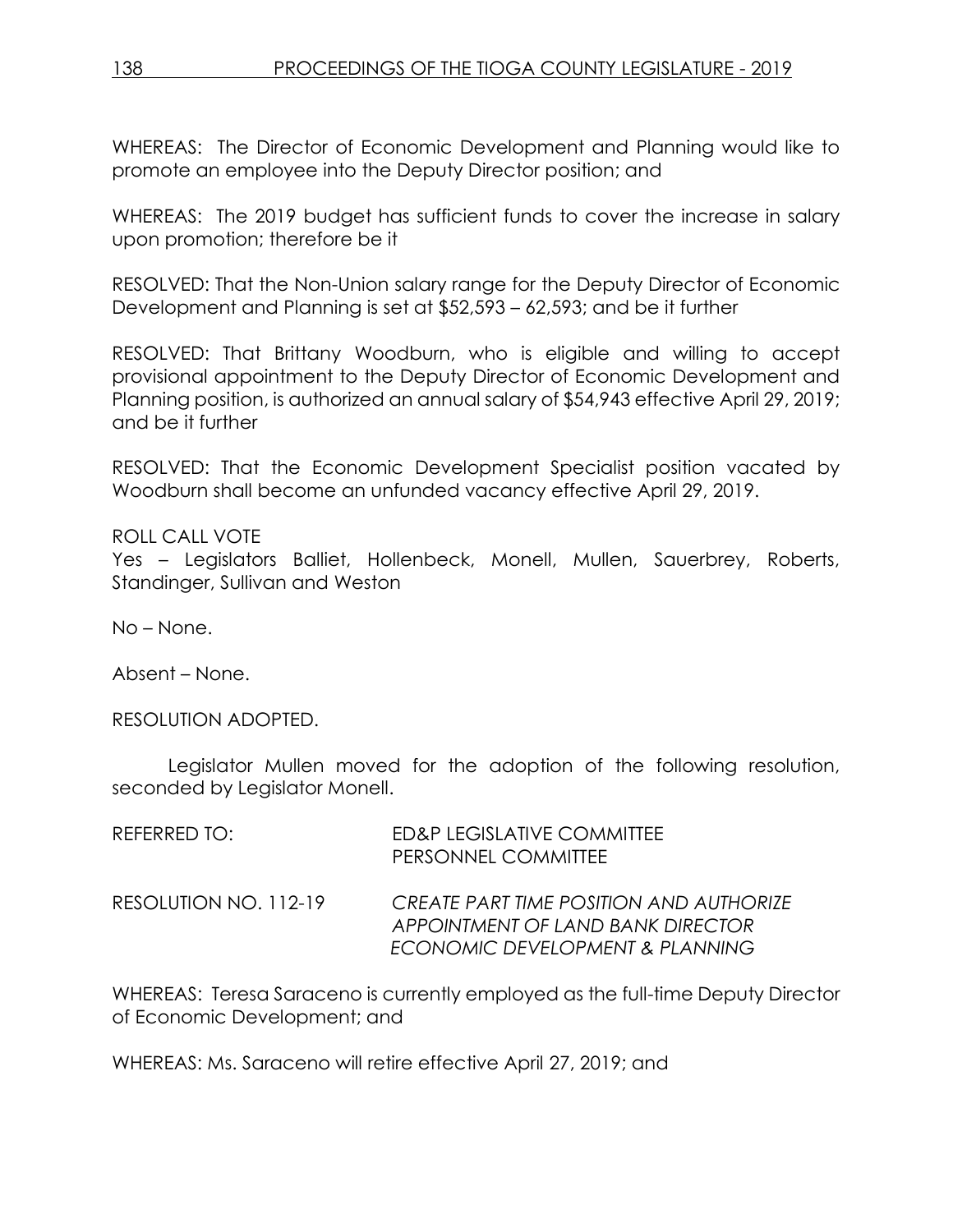WHEREAS: The Director of Economic Development and Planning would like to promote an employee into the Deputy Director position; and

WHEREAS: The 2019 budget has sufficient funds to cover the increase in salary upon promotion; therefore be it

RESOLVED: That the Non-Union salary range for the Deputy Director of Economic Development and Planning is set at $52,593 – 62,593; and be it further

RESOLVED: That Brittany Woodburn, who is eligible and willing to accept provisional appointment to the Deputy Director of Economic Development and Planning position, is authorized an annual salary of $54,943 effective April 29, 2019; and be it further

RESOLVED: That the Economic Development Specialist position vacated by Woodburn shall become an unfunded vacancy effective April 29, 2019.

ROLL CALL VOTE
Yes – Legislators Balliet, Hollenbeck, Monell, Mullen, Sauerbrey, Roberts, Standinger, Sullivan and Weston

No – None.

Absent – None.

RESOLUTION ADOPTED.

Legislator Mullen moved for the adoption of the following resolution, seconded by Legislator Monell.

REFERRED TO: ED&P LEGISLATIVE COMMITTEE
PERSONNEL COMMITTEE

RESOLUTION NO. 112-19 *CREATE PART TIME POSITION AND AUTHORIZE APPOINTMENT OF LAND BANK DIRECTOR ECONOMIC DEVELOPMENT & PLANNING*

WHEREAS: Teresa Saraceno is currently employed as the full-time Deputy Director of Economic Development; and

WHEREAS: Ms. Saraceno will retire effective April 27, 2019; and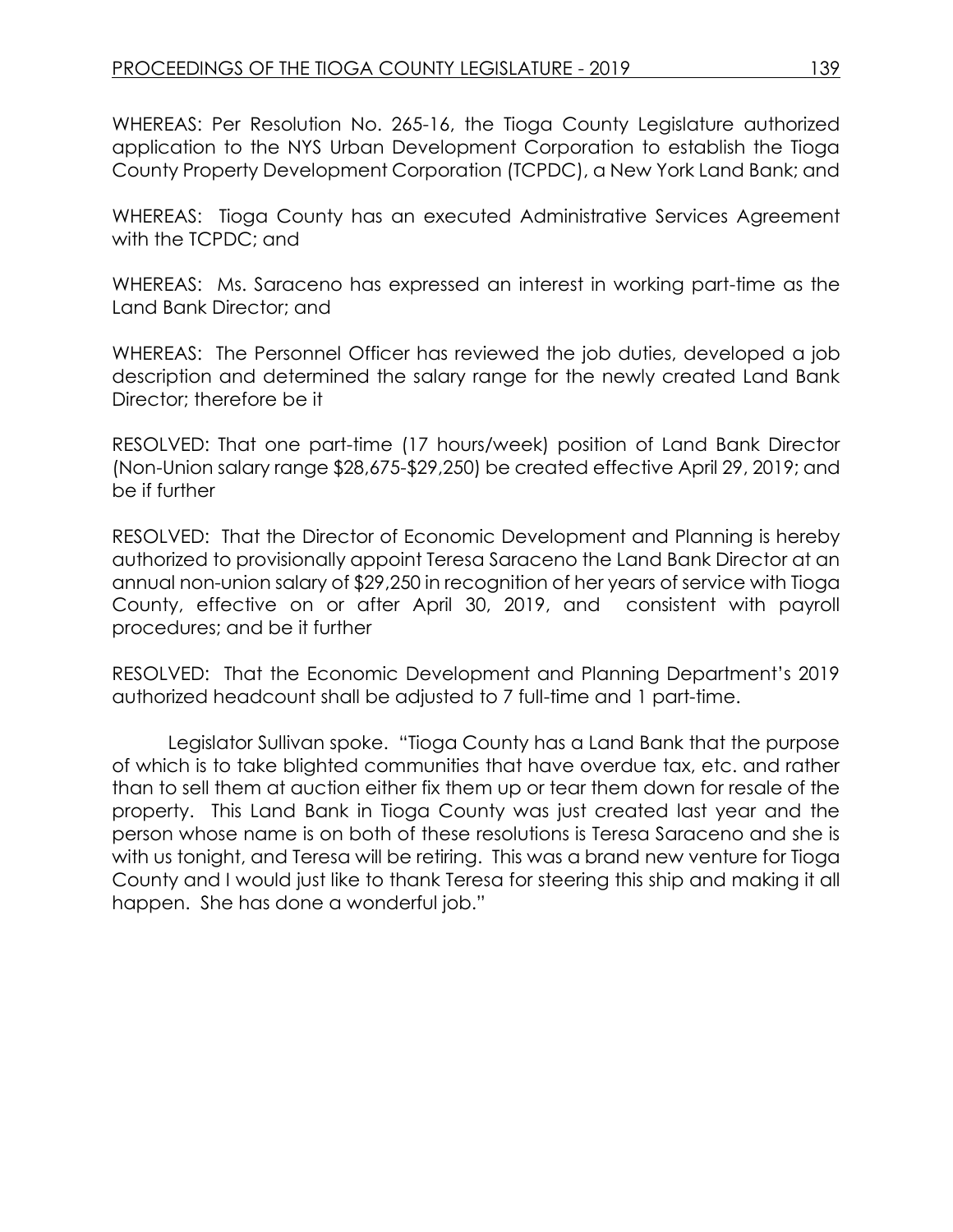WHEREAS: Per Resolution No. 265-16, the Tioga County Legislature authorized application to the NYS Urban Development Corporation to establish the Tioga County Property Development Corporation (TCPDC), a New York Land Bank; and

WHEREAS: Tioga County has an executed Administrative Services Agreement with the TCPDC; and

WHEREAS: Ms. Saraceno has expressed an interest in working part-time as the Land Bank Director; and

WHEREAS: The Personnel Officer has reviewed the job duties, developed a job description and determined the salary range for the newly created Land Bank Director; therefore be it

RESOLVED: That one part-time (17 hours/week) position of Land Bank Director (Non-Union salary range $28,675-$29,250) be created effective April 29, 2019; and be if further

RESOLVED: That the Director of Economic Development and Planning is hereby authorized to provisionally appoint Teresa Saraceno the Land Bank Director at an annual non-union salary of $29,250 in recognition of her years of service with Tioga County, effective on or after April 30, 2019, and consistent with payroll procedures; and be it further

RESOLVED: That the Economic Development and Planning Department's 2019 authorized headcount shall be adjusted to 7 full-time and 1 part-time.

Legislator Sullivan spoke. "Tioga County has a Land Bank that the purpose of which is to take blighted communities that have overdue tax, etc. and rather than to sell them at auction either fix them up or tear them down for resale of the property. This Land Bank in Tioga County was just created last year and the person whose name is on both of these resolutions is Teresa Saraceno and she is with us tonight, and Teresa will be retiring. This was a brand new venture for Tioga County and I would just like to thank Teresa for steering this ship and making it all happen. She has done a wonderful job."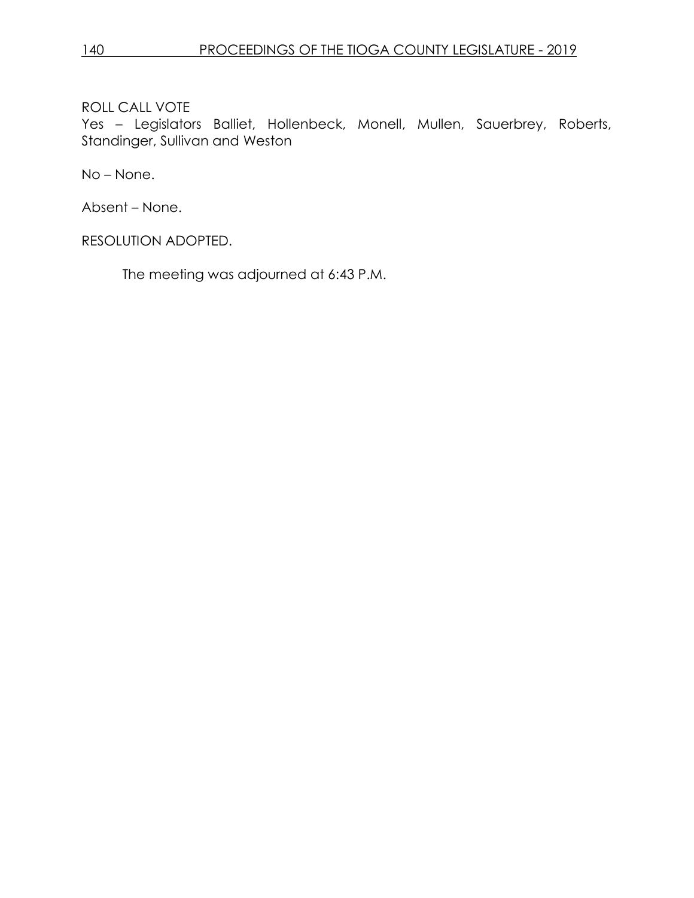ROLL CALL VOTE

Yes – Legislators Balliet, Hollenbeck, Monell, Mullen, Sauerbrey, Roberts, Standinger, Sullivan and Weston

No – None.

Absent – None.

RESOLUTION ADOPTED.

The meeting was adjourned at 6:43 P.M.